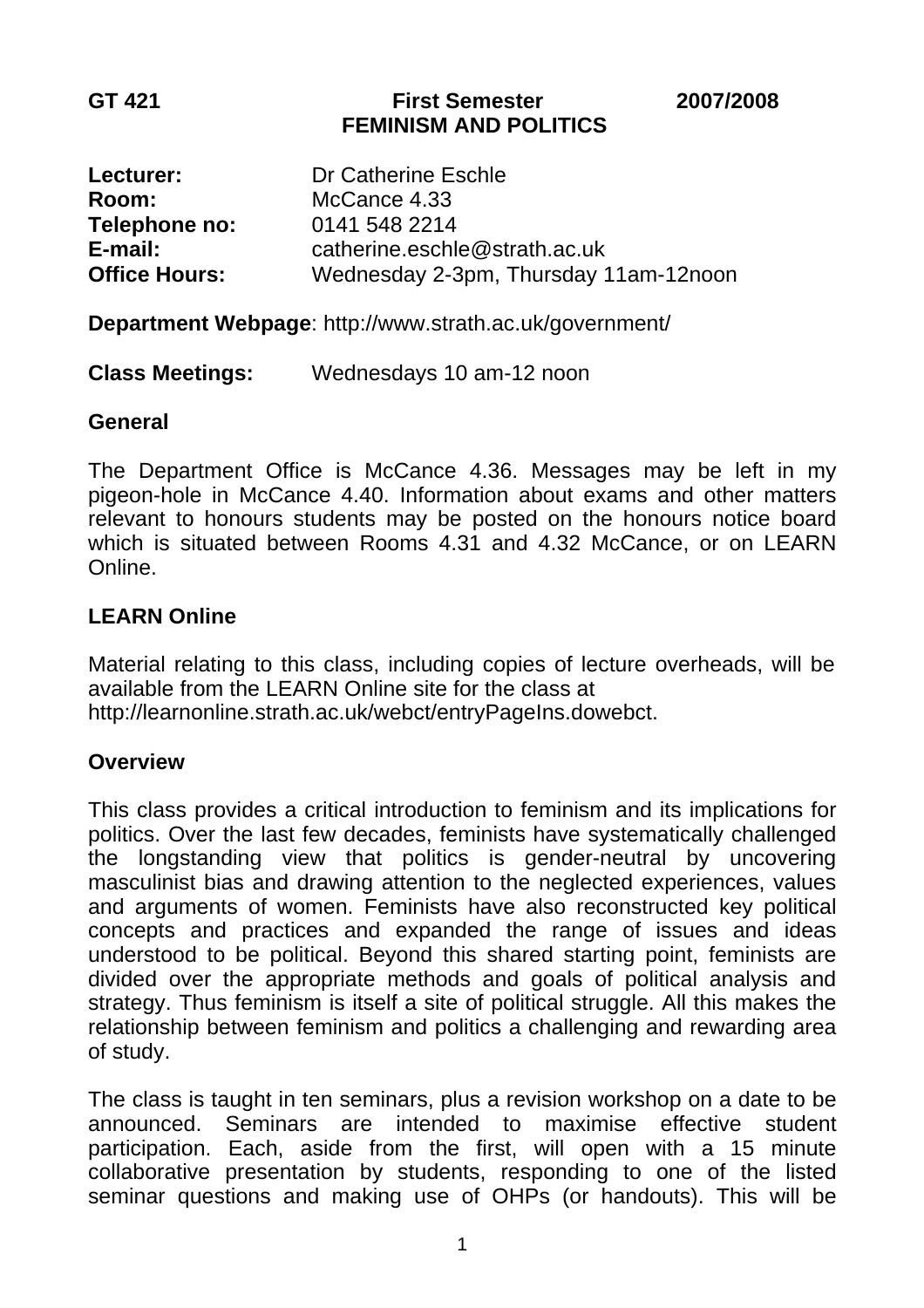**GT 421 First Semester 2007/2008**

# FEMINISM AND POLITICS

**Lecturer:** Dr Catherine Eschle
**Room:** McCance 4.33
**Telephone no:** 0141 548 2214
**E-mail:** catherine.eschle@strath.ac.uk
**Office Hours:** Wednesday 2-3pm, Thursday 11am-12noon

**Department Webpage**: http://www.strath.ac.uk/government/

**Class Meetings:** Wednesdays 10 am-12 noon

## General

The Department Office is McCance 4.36. Messages may be left in my pigeon-hole in McCance 4.40. Information about exams and other matters relevant to honours students may be posted on the honours notice board which is situated between Rooms 4.31 and 4.32 McCance, or on LEARN Online.

## LEARN Online

Material relating to this class, including copies of lecture overheads, will be available from the LEARN Online site for the class at http://learnonline.strath.ac.uk/webct/entryPageIns.dowebct.

## Overview

This class provides a critical introduction to feminism and its implications for politics. Over the last few decades, feminists have systematically challenged the longstanding view that politics is gender-neutral by uncovering masculinist bias and drawing attention to the neglected experiences, values and arguments of women. Feminists have also reconstructed key political concepts and practices and expanded the range of issues and ideas understood to be political. Beyond this shared starting point, feminists are divided over the appropriate methods and goals of political analysis and strategy. Thus feminism is itself a site of political struggle. All this makes the relationship between feminism and politics a challenging and rewarding area of study.

The class is taught in ten seminars, plus a revision workshop on a date to be announced. Seminars are intended to maximise effective student participation. Each, aside from the first, will open with a 15 minute collaborative presentation by students, responding to one of the listed seminar questions and making use of OHPs (or handouts). This will be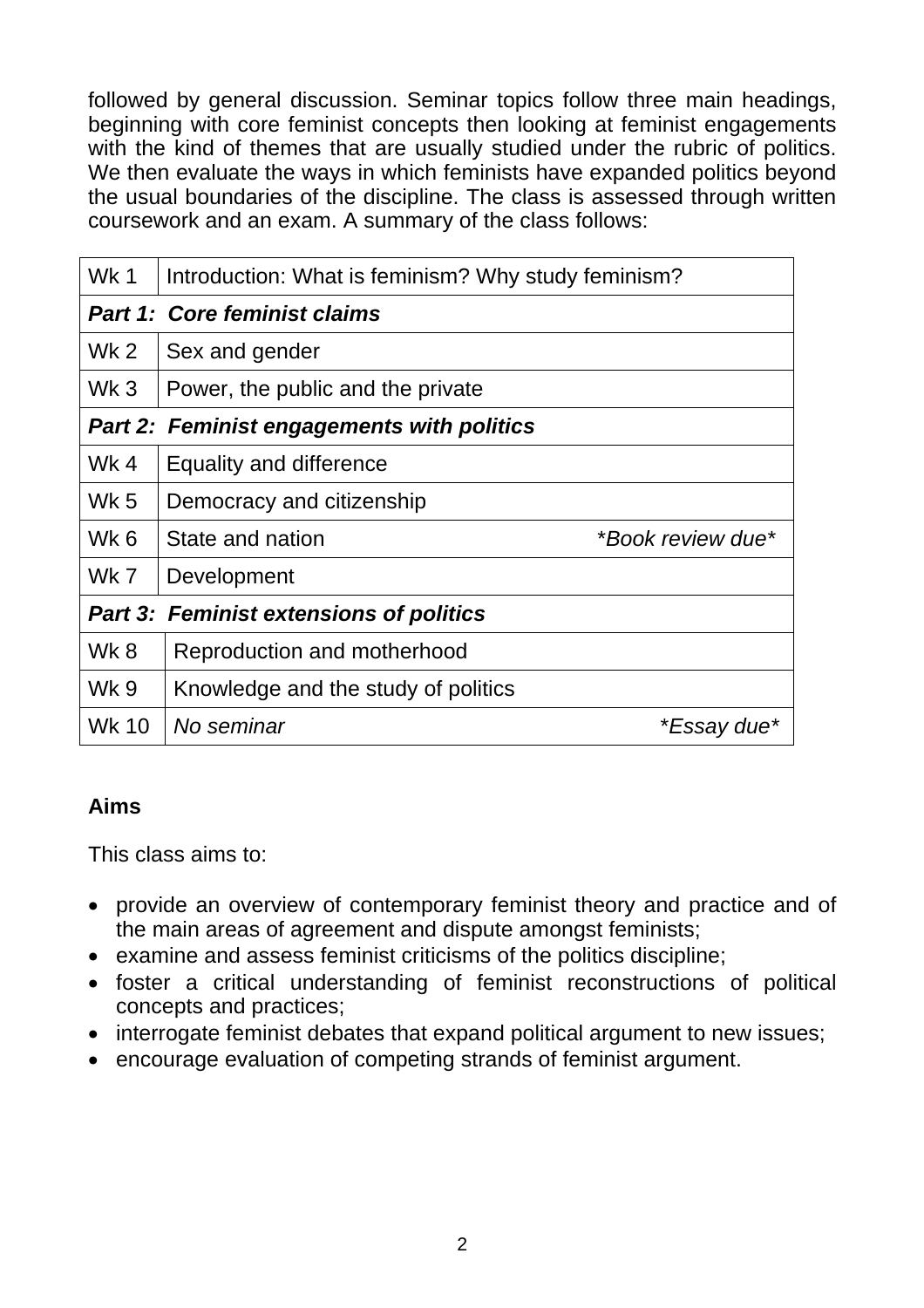followed by general discussion. Seminar topics follow three main headings, beginning with core feminist concepts then looking at feminist engagements with the kind of themes that are usually studied under the rubric of politics. We then evaluate the ways in which feminists have expanded politics beyond the usual boundaries of the discipline. The class is assessed through written coursework and an exam. A summary of the class follows:

| | | |
|---|---|---|
| Wk 1 | Introduction: What is feminism? Why study feminism? | |
| ***Part 1: Core feminist claims*** | | |
| Wk 2 | Sex and gender | |
| Wk 3 | Power, the public and the private | |
| ***Part 2: Feminist engagements with politics*** | | |
| Wk 4 | Equality and difference | |
| Wk 5 | Democracy and citizenship | |
| Wk 6 | State and nation | *\*Book review due\** |
| Wk 7 | Development | |
| ***Part 3: Feminist extensions of politics*** | | |
| Wk 8 | Reproduction and motherhood | |
| Wk 9 | Knowledge and the study of politics | |
| Wk 10 | *No seminar* | *\*Essay due\** |

**Aims**

This class aims to:

- provide an overview of contemporary feminist theory and practice and of the main areas of agreement and dispute amongst feminists;
- examine and assess feminist criticisms of the politics discipline;
- foster a critical understanding of feminist reconstructions of political concepts and practices;
- interrogate feminist debates that expand political argument to new issues;
- encourage evaluation of competing strands of feminist argument.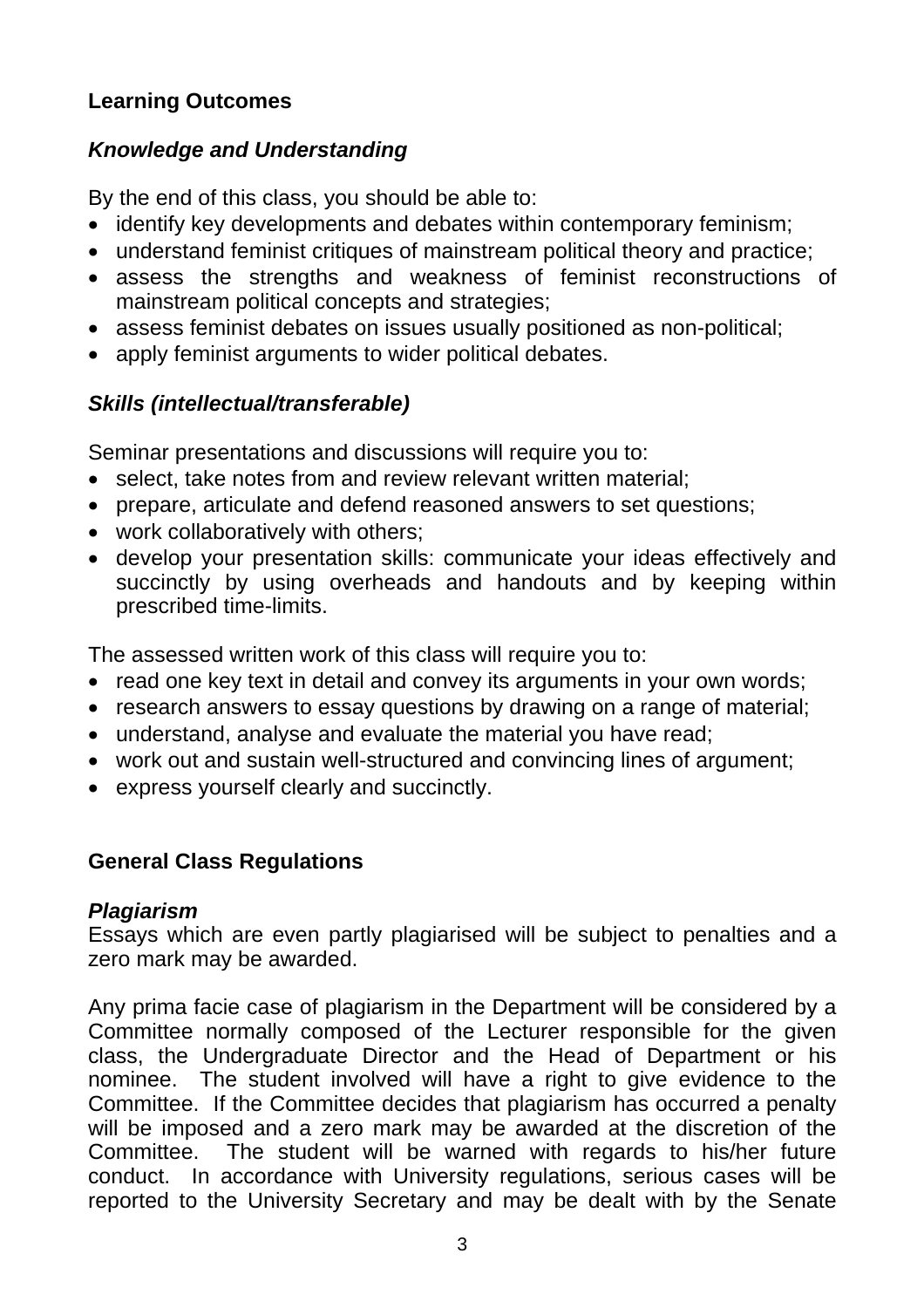## Learning Outcomes

### *Knowledge and Understanding*

By the end of this class, you should be able to:

- identify key developments and debates within contemporary feminism;
- understand feminist critiques of mainstream political theory and practice;
- assess the strengths and weakness of feminist reconstructions of mainstream political concepts and strategies;
- assess feminist debates on issues usually positioned as non-political;
- apply feminist arguments to wider political debates.

### *Skills (intellectual/transferable)*

Seminar presentations and discussions will require you to:

- select, take notes from and review relevant written material;
- prepare, articulate and defend reasoned answers to set questions;
- work collaboratively with others;
- develop your presentation skills: communicate your ideas effectively and succinctly by using overheads and handouts and by keeping within prescribed time-limits.

The assessed written work of this class will require you to:

- read one key text in detail and convey its arguments in your own words;
- research answers to essay questions by drawing on a range of material;
- understand, analyse and evaluate the material you have read;
- work out and sustain well-structured and convincing lines of argument;
- express yourself clearly and succinctly.

## General Class Regulations

### *Plagiarism*

Essays which are even partly plagiarised will be subject to penalties and a zero mark may be awarded.

Any prima facie case of plagiarism in the Department will be considered by a Committee normally composed of the Lecturer responsible for the given class, the Undergraduate Director and the Head of Department or his nominee. The student involved will have a right to give evidence to the Committee. If the Committee decides that plagiarism has occurred a penalty will be imposed and a zero mark may be awarded at the discretion of the Committee. The student will be warned with regards to his/her future conduct. In accordance with University regulations, serious cases will be reported to the University Secretary and may be dealt with by the Senate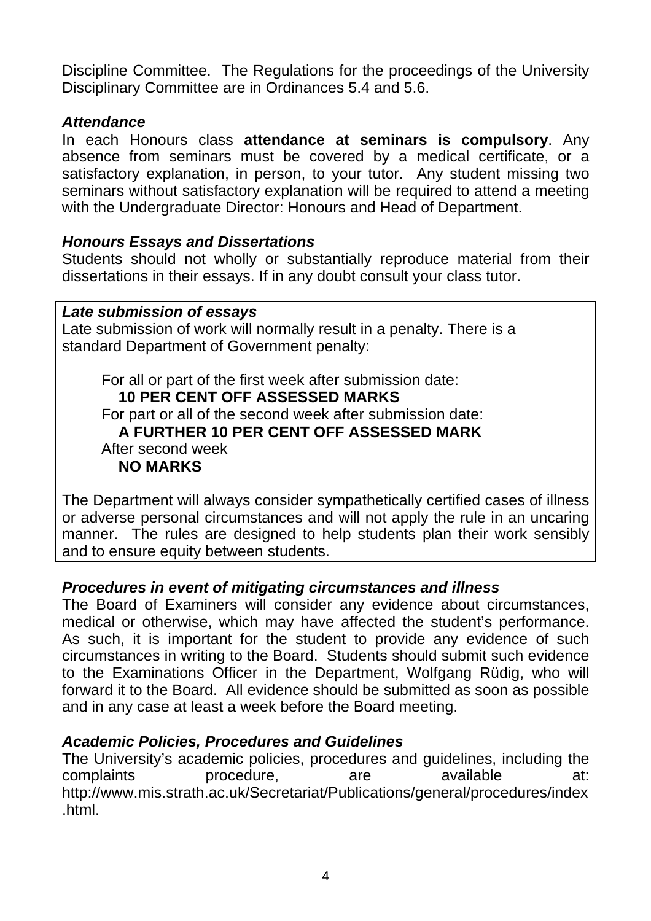Discipline Committee. The Regulations for the proceedings of the University Disciplinary Committee are in Ordinances 5.4 and 5.6.

### *Attendance*

In each Honours class **attendance at seminars is compulsory**. Any absence from seminars must be covered by a medical certificate, or a satisfactory explanation, in person, to your tutor. Any student missing two seminars without satisfactory explanation will be required to attend a meeting with the Undergraduate Director: Honours and Head of Department.

### *Honours Essays and Dissertations*

Students should not wholly or substantially reproduce material from their dissertations in their essays. If in any doubt consult your class tutor.

### *Late submission of essays*

Late submission of work will normally result in a penalty. There is a standard Department of Government penalty:

For all or part of the first week after submission date:
**10 PER CENT OFF ASSESSED MARKS**
For part or all of the second week after submission date:
**A FURTHER 10 PER CENT OFF ASSESSED MARK**
After second week
**NO MARKS**

The Department will always consider sympathetically certified cases of illness or adverse personal circumstances and will not apply the rule in an uncaring manner. The rules are designed to help students plan their work sensibly and to ensure equity between students.

### *Procedures in event of mitigating circumstances and illness*

The Board of Examiners will consider any evidence about circumstances, medical or otherwise, which may have affected the student's performance. As such, it is important for the student to provide any evidence of such circumstances in writing to the Board. Students should submit such evidence to the Examinations Officer in the Department, Wolfgang Rüdig, who will forward it to the Board. All evidence should be submitted as soon as possible and in any case at least a week before the Board meeting.

### *Academic Policies, Procedures and Guidelines*

The University's academic policies, procedures and guidelines, including the complaints procedure, are available at: http://www.mis.strath.ac.uk/Secretariat/Publications/general/procedures/index.html.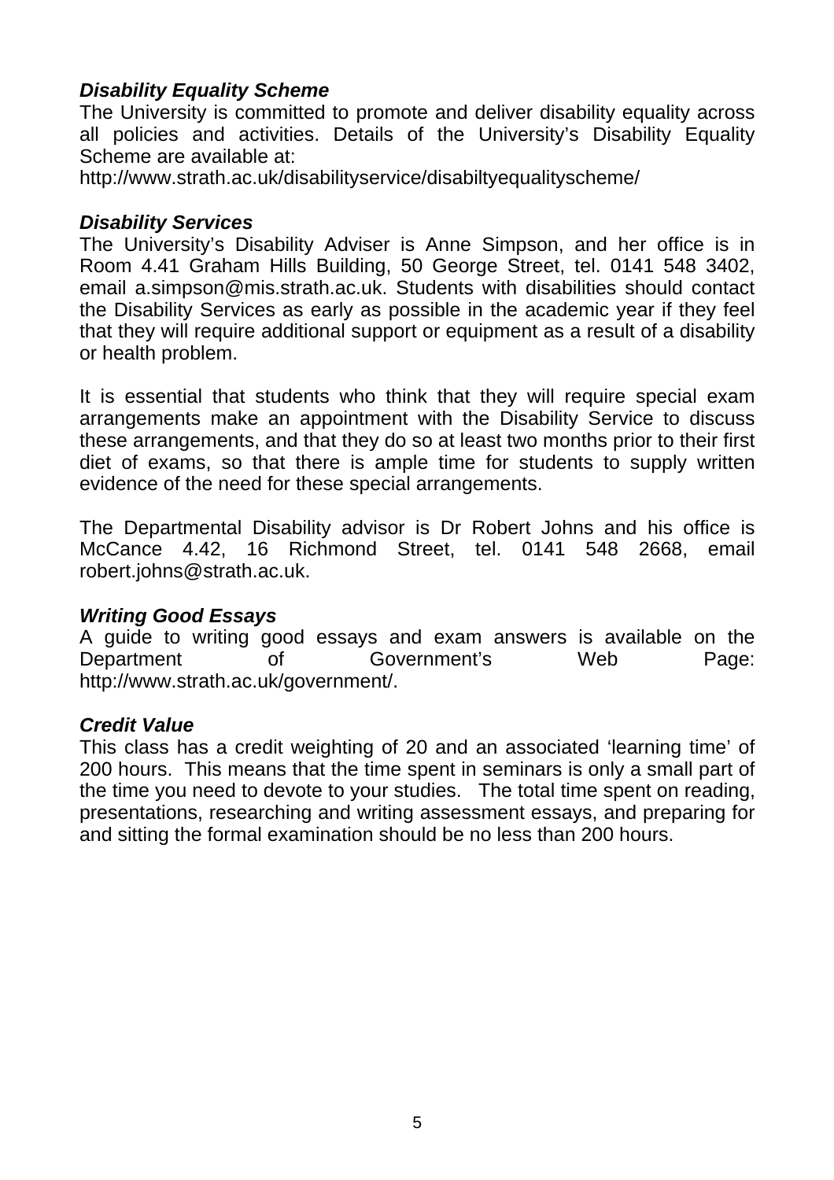### *Disability Equality Scheme*

The University is committed to promote and deliver disability equality across all policies and activities. Details of the University's Disability Equality Scheme are available at:
http://www.strath.ac.uk/disabilityservice/disabiltyequalityscheme/

### *Disability Services*

The University's Disability Adviser is Anne Simpson, and her office is in Room 4.41 Graham Hills Building, 50 George Street, tel. 0141 548 3402, email a.simpson@mis.strath.ac.uk. Students with disabilities should contact the Disability Services as early as possible in the academic year if they feel that they will require additional support or equipment as a result of a disability or health problem.

It is essential that students who think that they will require special exam arrangements make an appointment with the Disability Service to discuss these arrangements, and that they do so at least two months prior to their first diet of exams, so that there is ample time for students to supply written evidence of the need for these special arrangements.

The Departmental Disability advisor is Dr Robert Johns and his office is McCance 4.42, 16 Richmond Street, tel. 0141 548 2668, email robert.johns@strath.ac.uk.

### *Writing Good Essays*

A guide to writing good essays and exam answers is available on the Department of Government's Web Page: http://www.strath.ac.uk/government/.

### *Credit Value*

This class has a credit weighting of 20 and an associated 'learning time' of 200 hours. This means that the time spent in seminars is only a small part of the time you need to devote to your studies. The total time spent on reading, presentations, researching and writing assessment essays, and preparing for and sitting the formal examination should be no less than 200 hours.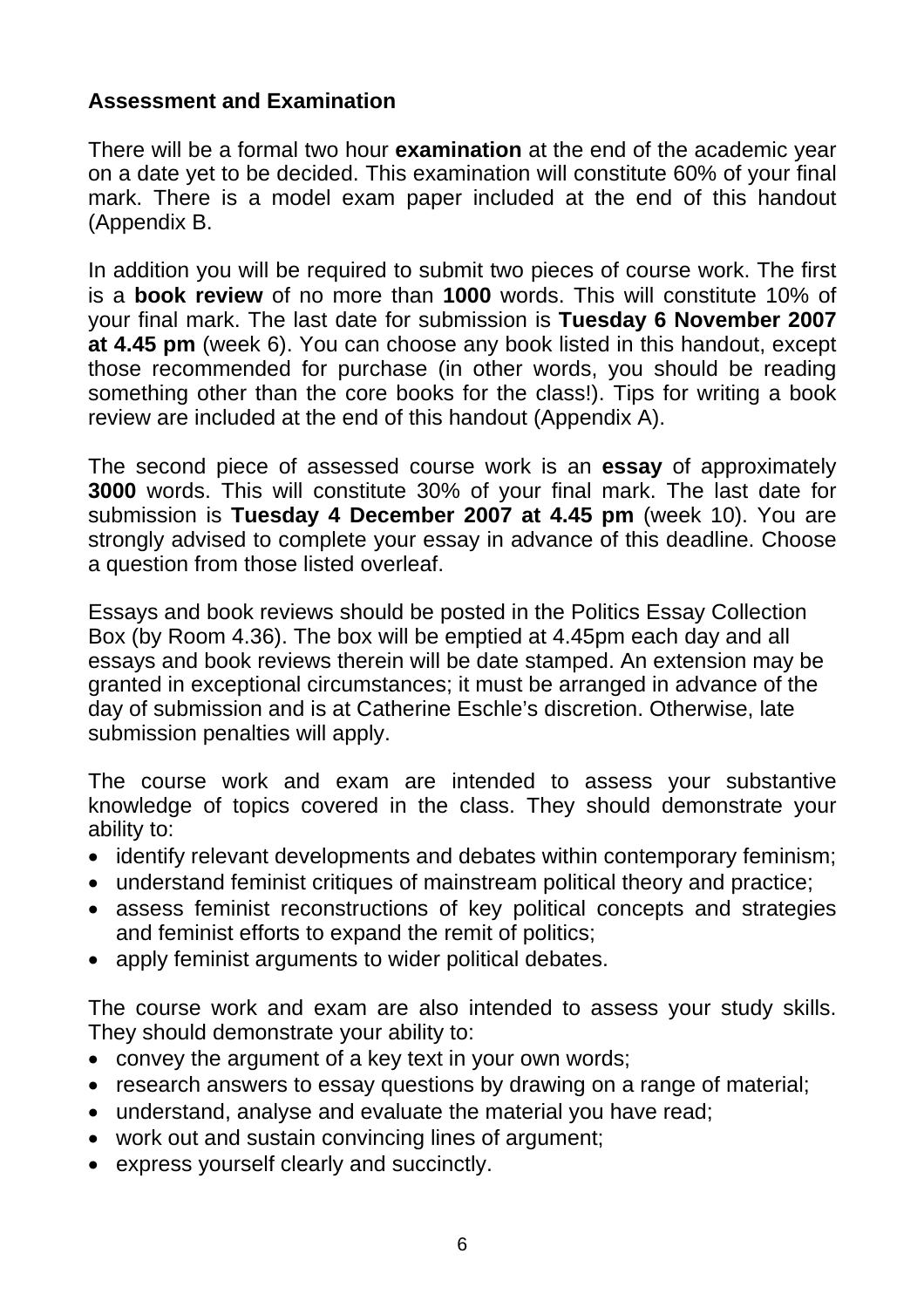**Assessment and Examination**

There will be a formal two hour **examination** at the end of the academic year on a date yet to be decided. This examination will constitute 60% of your final mark. There is a model exam paper included at the end of this handout (Appendix B.

In addition you will be required to submit two pieces of course work. The first is a **book review** of no more than **1000** words. This will constitute 10% of your final mark. The last date for submission is **Tuesday 6 November 2007 at 4.45 pm** (week 6). You can choose any book listed in this handout, except those recommended for purchase (in other words, you should be reading something other than the core books for the class!). Tips for writing a book review are included at the end of this handout (Appendix A).

The second piece of assessed course work is an **essay** of approximately **3000** words. This will constitute 30% of your final mark. The last date for submission is **Tuesday 4 December 2007 at 4.45 pm** (week 10). You are strongly advised to complete your essay in advance of this deadline. Choose a question from those listed overleaf.

Essays and book reviews should be posted in the Politics Essay Collection Box (by Room 4.36). The box will be emptied at 4.45pm each day and all essays and book reviews therein will be date stamped. An extension may be granted in exceptional circumstances; it must be arranged in advance of the day of submission and is at Catherine Eschle's discretion. Otherwise, late submission penalties will apply.

The course work and exam are intended to assess your substantive knowledge of topics covered in the class. They should demonstrate your ability to:

- identify relevant developments and debates within contemporary feminism;
- understand feminist critiques of mainstream political theory and practice;
- assess feminist reconstructions of key political concepts and strategies and feminist efforts to expand the remit of politics;
- apply feminist arguments to wider political debates.

The course work and exam are also intended to assess your study skills. They should demonstrate your ability to:

- convey the argument of a key text in your own words;
- research answers to essay questions by drawing on a range of material;
- understand, analyse and evaluate the material you have read;
- work out and sustain convincing lines of argument;
- express yourself clearly and succinctly.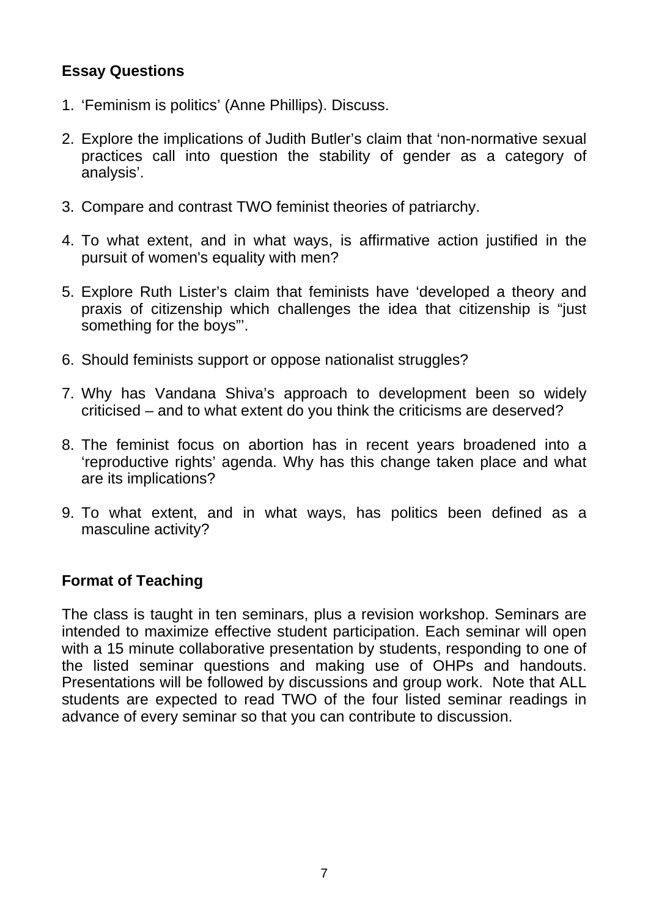## Essay Questions

1. 'Feminism is politics' (Anne Phillips). Discuss.

2. Explore the implications of Judith Butler's claim that 'non-normative sexual practices call into question the stability of gender as a category of analysis'.

3. Compare and contrast TWO feminist theories of patriarchy.

4. To what extent, and in what ways, is affirmative action justified in the pursuit of women's equality with men?

5. Explore Ruth Lister's claim that feminists have 'developed a theory and praxis of citizenship which challenges the idea that citizenship is "just something for the boys"'.

6. Should feminists support or oppose nationalist struggles?

7. Why has Vandana Shiva's approach to development been so widely criticised – and to what extent do you think the criticisms are deserved?

8. The feminist focus on abortion has in recent years broadened into a 'reproductive rights' agenda. Why has this change taken place and what are its implications?

9. To what extent, and in what ways, has politics been defined as a masculine activity?

## Format of Teaching

The class is taught in ten seminars, plus a revision workshop. Seminars are intended to maximize effective student participation. Each seminar will open with a 15 minute collaborative presentation by students, responding to one of the listed seminar questions and making use of OHPs and handouts. Presentations will be followed by discussions and group work. Note that ALL students are expected to read TWO of the four listed seminar readings in advance of every seminar so that you can contribute to discussion.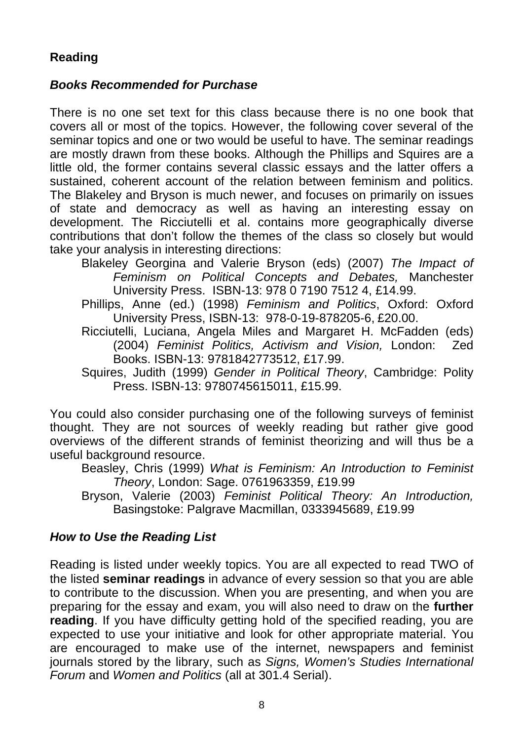## Reading

### *Books Recommended for Purchase*

There is no one set text for this class because there is no one book that covers all or most of the topics. However, the following cover several of the seminar topics and one or two would be useful to have. The seminar readings are mostly drawn from these books. Although the Phillips and Squires are a little old, the former contains several classic essays and the latter offers a sustained, coherent account of the relation between feminism and politics. The Blakeley and Bryson is much newer, and focuses on primarily on issues of state and democracy as well as having an interesting essay on development. The Ricciutelli et al. contains more geographically diverse contributions that don't follow the themes of the class so closely but would take your analysis in interesting directions:

Blakeley Georgina and Valerie Bryson (eds) (2007) *The Impact of Feminism on Political Concepts and Debates,* Manchester University Press. ISBN-13: 978 0 7190 7512 4, £14.99.

Phillips, Anne (ed.) (1998) *Feminism and Politics*, Oxford: Oxford University Press, ISBN-13: 978-0-19-878205-6, £20.00.

Ricciutelli, Luciana, Angela Miles and Margaret H. McFadden (eds) (2004) *Feminist Politics, Activism and Vision,* London: Zed Books. ISBN-13: 9781842773512, £17.99.

Squires, Judith (1999) *Gender in Political Theory*, Cambridge: Polity Press. ISBN-13: 9780745615011, £15.99.

You could also consider purchasing one of the following surveys of feminist thought. They are not sources of weekly reading but rather give good overviews of the different strands of feminist theorizing and will thus be a useful background resource.

Beasley, Chris (1999) *What is Feminism: An Introduction to Feminist Theory*, London: Sage. 0761963359, £19.99

Bryson, Valerie (2003) *Feminist Political Theory: An Introduction,* Basingstoke: Palgrave Macmillan, 0333945689, £19.99

### *How to Use the Reading List*

Reading is listed under weekly topics. You are all expected to read TWO of the listed **seminar readings** in advance of every session so that you are able to contribute to the discussion. When you are presenting, and when you are preparing for the essay and exam, you will also need to draw on the **further reading**. If you have difficulty getting hold of the specified reading, you are expected to use your initiative and look for other appropriate material. You are encouraged to make use of the internet, newspapers and feminist journals stored by the library, such as *Signs, Women's Studies International Forum* and *Women and Politics* (all at 301.4 Serial).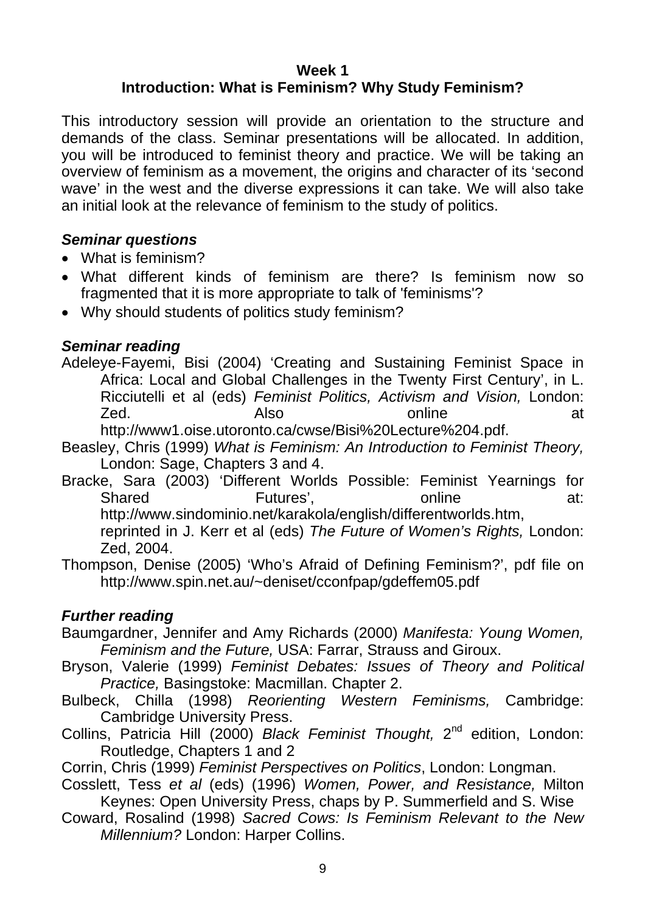## Week 1
## Introduction: What is Feminism? Why Study Feminism?

This introductory session will provide an orientation to the structure and demands of the class. Seminar presentations will be allocated. In addition, you will be introduced to feminist theory and practice. We will be taking an overview of feminism as a movement, the origins and character of its 'second wave' in the west and the diverse expressions it can take. We will also take an initial look at the relevance of feminism to the study of politics.

### *Seminar questions*

- What is feminism?
- What different kinds of feminism are there? Is feminism now so fragmented that it is more appropriate to talk of 'feminisms'?
- Why should students of politics study feminism?

### *Seminar reading*

Adeleye-Fayemi, Bisi (2004) 'Creating and Sustaining Feminist Space in Africa: Local and Global Challenges in the Twenty First Century', in L. Ricciutelli et al (eds) *Feminist Politics, Activism and Vision,* London: Zed. Also online at http://www1.oise.utoronto.ca/cwse/Bisi%20Lecture%204.pdf.

Beasley, Chris (1999) *What is Feminism: An Introduction to Feminist Theory,* London: Sage, Chapters 3 and 4.

Bracke, Sara (2003) 'Different Worlds Possible: Feminist Yearnings for Shared Futures', online at: http://www.sindominio.net/karakola/english/differentworlds.htm, reprinted in J. Kerr et al (eds) *The Future of Women's Rights,* London: Zed, 2004.

Thompson, Denise (2005) 'Who's Afraid of Defining Feminism?', pdf file on http://www.spin.net.au/~deniset/cconfpap/gdeffem05.pdf

### *Further reading*

Baumgardner, Jennifer and Amy Richards (2000) *Manifesta: Young Women, Feminism and the Future,* USA: Farrar, Strauss and Giroux.

Bryson, Valerie (1999) *Feminist Debates: Issues of Theory and Political Practice,* Basingstoke: Macmillan. Chapter 2.

Bulbeck, Chilla (1998) *Reorienting Western Feminisms,* Cambridge: Cambridge University Press.

Collins, Patricia Hill (2000) *Black Feminist Thought,* 2nd edition, London: Routledge, Chapters 1 and 2

Corrin, Chris (1999) *Feminist Perspectives on Politics*, London: Longman.

Cosslett, Tess *et al* (eds) (1996) *Women, Power, and Resistance,* Milton Keynes: Open University Press, chaps by P. Summerfield and S. Wise

Coward, Rosalind (1998) *Sacred Cows: Is Feminism Relevant to the New Millennium?* London: Harper Collins.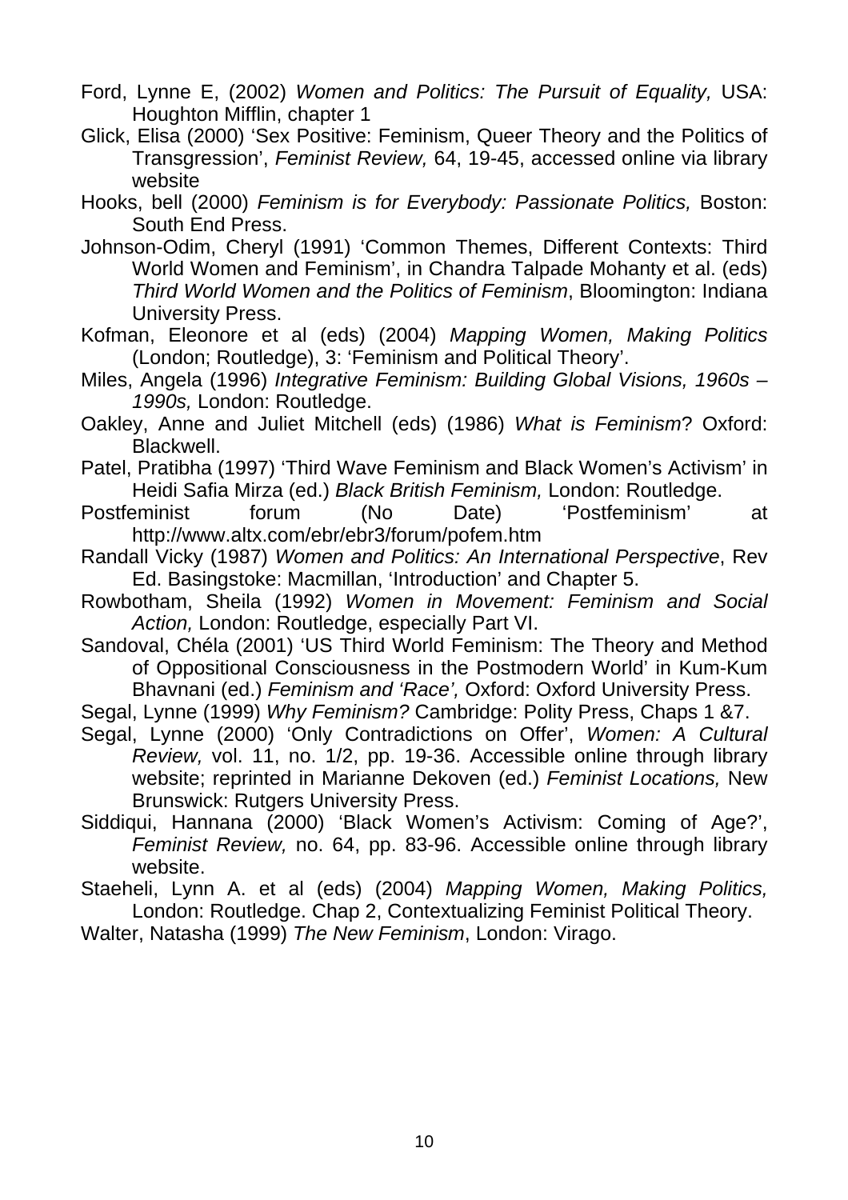Ford, Lynne E, (2002) *Women and Politics: The Pursuit of Equality,* USA: Houghton Mifflin, chapter 1

Glick, Elisa (2000) 'Sex Positive: Feminism, Queer Theory and the Politics of Transgression', *Feminist Review,* 64, 19-45, accessed online via library website

Hooks, bell (2000) *Feminism is for Everybody: Passionate Politics,* Boston: South End Press.

Johnson-Odim, Cheryl (1991) 'Common Themes, Different Contexts: Third World Women and Feminism', in Chandra Talpade Mohanty et al. (eds) *Third World Women and the Politics of Feminism*, Bloomington: Indiana University Press.

Kofman, Eleonore et al (eds) (2004) *Mapping Women, Making Politics* (London; Routledge), 3: 'Feminism and Political Theory'.

Miles, Angela (1996) *Integrative Feminism: Building Global Visions, 1960s – 1990s,* London: Routledge.

Oakley, Anne and Juliet Mitchell (eds) (1986) *What is Feminism*? Oxford: Blackwell.

Patel, Pratibha (1997) 'Third Wave Feminism and Black Women's Activism' in Heidi Safia Mirza (ed.) *Black British Feminism,* London: Routledge.

Postfeminist forum (No Date) 'Postfeminism' at http://www.altx.com/ebr/ebr3/forum/pofem.htm

Randall Vicky (1987) *Women and Politics: An International Perspective*, Rev Ed. Basingstoke: Macmillan, 'Introduction' and Chapter 5.

Rowbotham, Sheila (1992) *Women in Movement: Feminism and Social Action,* London: Routledge, especially Part VI.

Sandoval, Chéla (2001) 'US Third World Feminism: The Theory and Method of Oppositional Consciousness in the Postmodern World' in Kum-Kum Bhavnani (ed.) *Feminism and 'Race',* Oxford: Oxford University Press.

Segal, Lynne (1999) *Why Feminism?* Cambridge: Polity Press, Chaps 1 &7.

Segal, Lynne (2000) 'Only Contradictions on Offer', *Women: A Cultural Review,* vol. 11, no. 1/2, pp. 19-36. Accessible online through library website; reprinted in Marianne Dekoven (ed.) *Feminist Locations,* New Brunswick: Rutgers University Press.

Siddiqui, Hannana (2000) 'Black Women's Activism: Coming of Age?', *Feminist Review,* no. 64, pp. 83-96. Accessible online through library website.

Staeheli, Lynn A. et al (eds) (2004) *Mapping Women, Making Politics,* London: Routledge. Chap 2, Contextualizing Feminist Political Theory.

Walter, Natasha (1999) *The New Feminism*, London: Virago.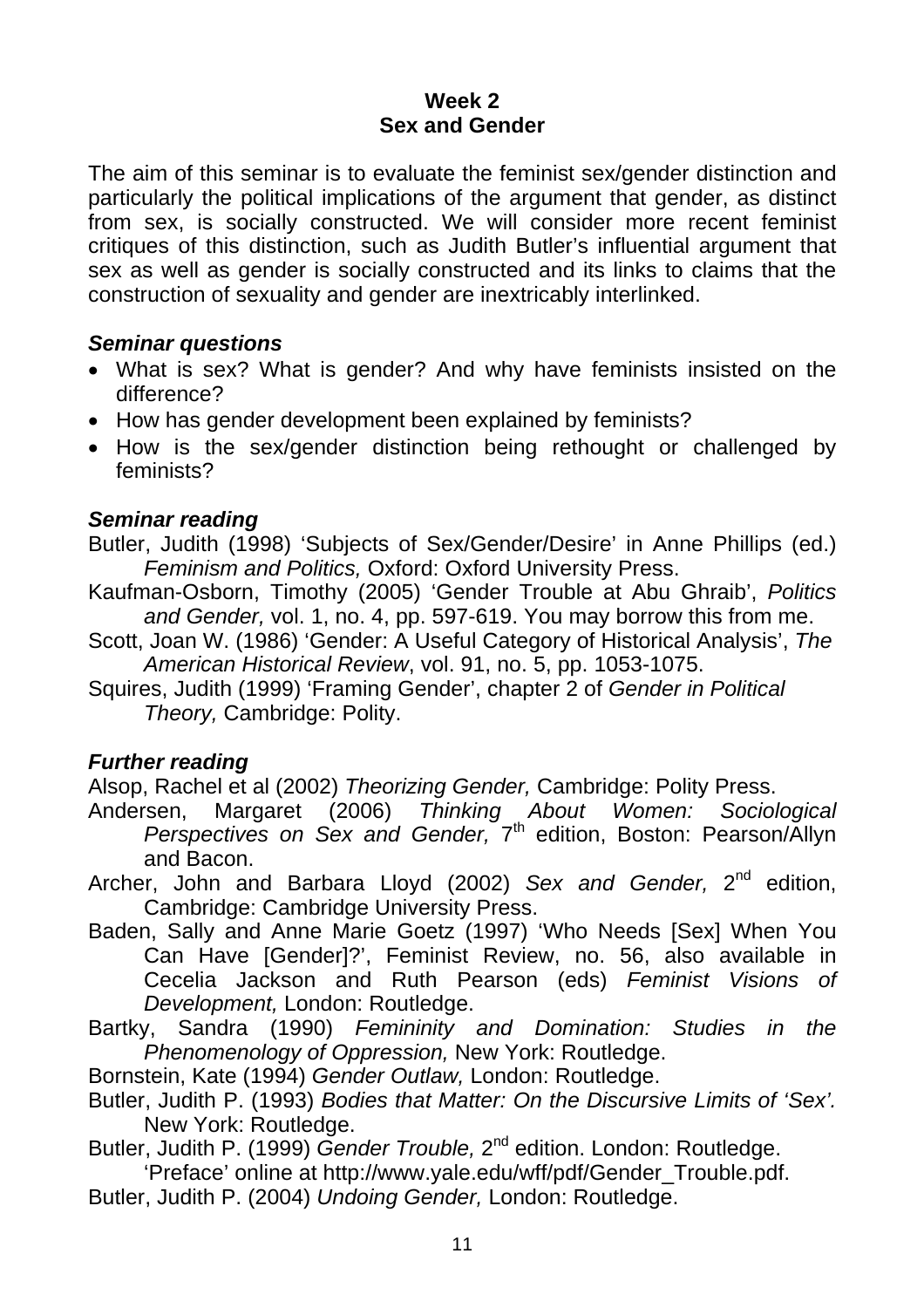## Week 2
## Sex and Gender

The aim of this seminar is to evaluate the feminist sex/gender distinction and particularly the political implications of the argument that gender, as distinct from sex, is socially constructed. We will consider more recent feminist critiques of this distinction, such as Judith Butler's influential argument that sex as well as gender is socially constructed and its links to claims that the construction of sexuality and gender are inextricably interlinked.

### *Seminar questions*

- What is sex? What is gender? And why have feminists insisted on the difference?
- How has gender development been explained by feminists?
- How is the sex/gender distinction being rethought or challenged by feminists?

### *Seminar reading*

Butler, Judith (1998) 'Subjects of Sex/Gender/Desire' in Anne Phillips (ed.) *Feminism and Politics,* Oxford: Oxford University Press.

Kaufman-Osborn, Timothy (2005) 'Gender Trouble at Abu Ghraib', *Politics and Gender,* vol. 1, no. 4, pp. 597-619. You may borrow this from me.

Scott, Joan W. (1986) 'Gender: A Useful Category of Historical Analysis', *The American Historical Review*, vol. 91, no. 5, pp. 1053-1075.

Squires, Judith (1999) 'Framing Gender', chapter 2 of *Gender in Political Theory,* Cambridge: Polity.

### *Further reading*

Alsop, Rachel et al (2002) *Theorizing Gender,* Cambridge: Polity Press.

Andersen, Margaret (2006) *Thinking About Women: Sociological Perspectives on Sex and Gender,* 7th edition, Boston: Pearson/Allyn and Bacon.

Archer, John and Barbara Lloyd (2002) *Sex and Gender,* 2nd edition, Cambridge: Cambridge University Press.

Baden, Sally and Anne Marie Goetz (1997) 'Who Needs [Sex] When You Can Have [Gender]?', Feminist Review, no. 56, also available in Cecelia Jackson and Ruth Pearson (eds) *Feminist Visions of Development,* London: Routledge.

Bartky, Sandra (1990) *Femininity and Domination: Studies in the Phenomenology of Oppression,* New York: Routledge.

Bornstein, Kate (1994) *Gender Outlaw,* London: Routledge.

Butler, Judith P. (1993) *Bodies that Matter: On the Discursive Limits of 'Sex'.* New York: Routledge.

Butler, Judith P. (1999) *Gender Trouble,* 2nd edition. London: Routledge. 'Preface' online at http://www.yale.edu/wff/pdf/Gender_Trouble.pdf.

Butler, Judith P. (2004) *Undoing Gender,* London: Routledge.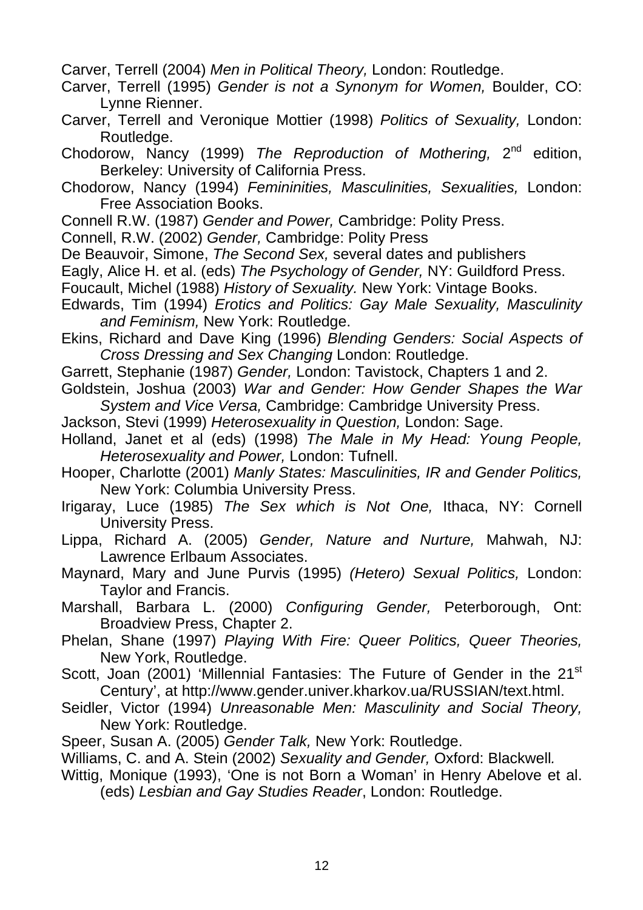Carver, Terrell (2004) *Men in Political Theory,* London: Routledge.

Carver, Terrell (1995) *Gender is not a Synonym for Women,* Boulder, CO: Lynne Rienner.

Carver, Terrell and Veronique Mottier (1998) *Politics of Sexuality,* London: Routledge.

Chodorow, Nancy (1999) *The Reproduction of Mothering,* 2nd edition, Berkeley: University of California Press.

Chodorow, Nancy (1994) *Femininities, Masculinities, Sexualities,* London: Free Association Books.

Connell R.W. (1987) *Gender and Power,* Cambridge: Polity Press.

Connell, R.W. (2002) *Gender,* Cambridge: Polity Press

De Beauvoir, Simone, *The Second Sex,* several dates and publishers

Eagly, Alice H. et al. (eds) *The Psychology of Gender,* NY: Guildford Press.

Foucault, Michel (1988) *History of Sexuality.* New York: Vintage Books.

Edwards, Tim (1994) *Erotics and Politics: Gay Male Sexuality, Masculinity and Feminism,* New York: Routledge.

Ekins, Richard and Dave King (1996) *Blending Genders: Social Aspects of Cross Dressing and Sex Changing* London: Routledge.

Garrett, Stephanie (1987) *Gender,* London: Tavistock, Chapters 1 and 2.

Goldstein, Joshua (2003) *War and Gender: How Gender Shapes the War System and Vice Versa,* Cambridge: Cambridge University Press.

Jackson, Stevi (1999) *Heterosexuality in Question,* London: Sage.

Holland, Janet et al (eds) (1998) *The Male in My Head: Young People, Heterosexuality and Power,* London: Tufnell.

Hooper, Charlotte (2001) *Manly States: Masculinities, IR and Gender Politics,* New York: Columbia University Press.

Irigaray, Luce (1985) *The Sex which is Not One,* Ithaca, NY: Cornell University Press.

Lippa, Richard A. (2005) *Gender, Nature and Nurture,* Mahwah, NJ: Lawrence Erlbaum Associates.

Maynard, Mary and June Purvis (1995) *(Hetero) Sexual Politics,* London: Taylor and Francis.

Marshall, Barbara L. (2000) *Configuring Gender,* Peterborough, Ont: Broadview Press, Chapter 2.

Phelan, Shane (1997) *Playing With Fire: Queer Politics, Queer Theories,* New York, Routledge.

Scott, Joan (2001) 'Millennial Fantasies: The Future of Gender in the 21st Century', at http://www.gender.univer.kharkov.ua/RUSSIAN/text.html.

Seidler, Victor (1994) *Unreasonable Men: Masculinity and Social Theory,* New York: Routledge.

Speer, Susan A. (2005) *Gender Talk,* New York: Routledge.

Williams, C. and A. Stein (2002) *Sexuality and Gender,* Oxford: Blackwell.

Wittig, Monique (1993), 'One is not Born a Woman' in Henry Abelove et al. (eds) *Lesbian and Gay Studies Reader*, London: Routledge.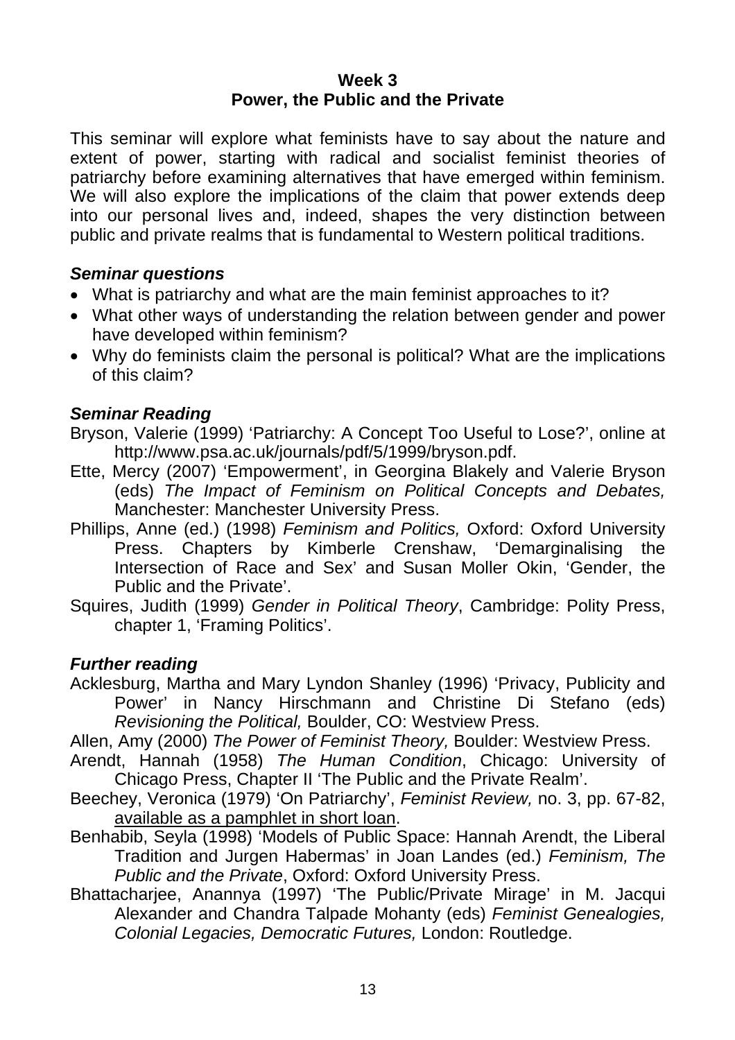# Week 3
## Power, the Public and the Private

This seminar will explore what feminists have to say about the nature and extent of power, starting with radical and socialist feminist theories of patriarchy before examining alternatives that have emerged within feminism. We will also explore the implications of the claim that power extends deep into our personal lives and, indeed, shapes the very distinction between public and private realms that is fundamental to Western political traditions.

### *Seminar questions*

- What is patriarchy and what are the main feminist approaches to it?
- What other ways of understanding the relation between gender and power have developed within feminism?
- Why do feminists claim the personal is political? What are the implications of this claim?

### *Seminar Reading*

Bryson, Valerie (1999) 'Patriarchy: A Concept Too Useful to Lose?', online at http://www.psa.ac.uk/journals/pdf/5/1999/bryson.pdf.

Ette, Mercy (2007) 'Empowerment', in Georgina Blakely and Valerie Bryson (eds) *The Impact of Feminism on Political Concepts and Debates,* Manchester: Manchester University Press.

Phillips, Anne (ed.) (1998) *Feminism and Politics,* Oxford: Oxford University Press. Chapters by Kimberle Crenshaw, 'Demarginalising the Intersection of Race and Sex' and Susan Moller Okin, 'Gender, the Public and the Private'.

Squires, Judith (1999) *Gender in Political Theory*, Cambridge: Polity Press, chapter 1, 'Framing Politics'.

### *Further reading*

Acklesburg, Martha and Mary Lyndon Shanley (1996) 'Privacy, Publicity and Power' in Nancy Hirschmann and Christine Di Stefano (eds) *Revisioning the Political,* Boulder, CO: Westview Press.

Allen, Amy (2000) *The Power of Feminist Theory,* Boulder: Westview Press.

Arendt, Hannah (1958) *The Human Condition*, Chicago: University of Chicago Press, Chapter II 'The Public and the Private Realm'.

Beechey, Veronica (1979) 'On Patriarchy', *Feminist Review,* no. 3, pp. 67-82, available as a pamphlet in short loan.

Benhabib, Seyla (1998) 'Models of Public Space: Hannah Arendt, the Liberal Tradition and Jurgen Habermas' in Joan Landes (ed.) *Feminism, The Public and the Private*, Oxford: Oxford University Press.

Bhattacharjee, Anannya (1997) 'The Public/Private Mirage' in M. Jacqui Alexander and Chandra Talpade Mohanty (eds) *Feminist Genealogies, Colonial Legacies, Democratic Futures,* London: Routledge.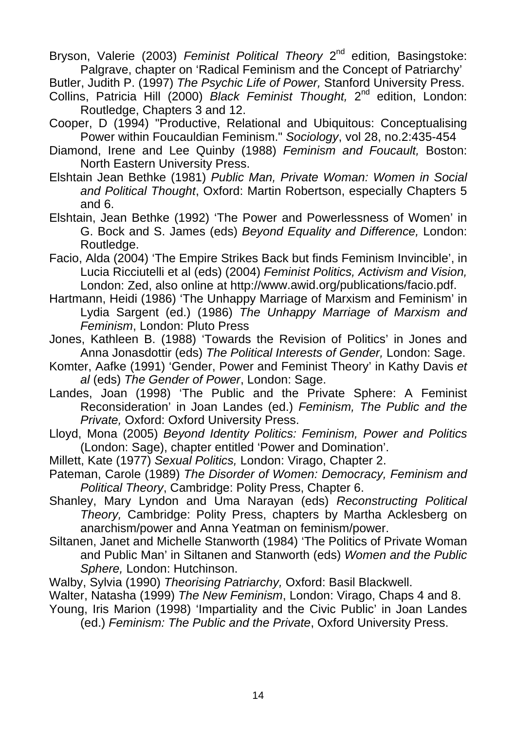Bryson, Valerie (2003) *Feminist Political Theory* 2nd edition*,* Basingstoke: Palgrave, chapter on 'Radical Feminism and the Concept of Patriarchy'

Butler, Judith P. (1997) *The Psychic Life of Power,* Stanford University Press.

Collins, Patricia Hill (2000) *Black Feminist Thought,* 2nd edition, London: Routledge, Chapters 3 and 12.

Cooper, D (1994) "Productive, Relational and Ubiquitous: Conceptualising Power within Foucauldian Feminism." *Sociology*, vol 28, no.2:435-454

Diamond, Irene and Lee Quinby (1988) *Feminism and Foucault,* Boston: North Eastern University Press.

Elshtain Jean Bethke (1981) *Public Man, Private Woman: Women in Social and Political Thought*, Oxford: Martin Robertson, especially Chapters 5 and 6.

Elshtain, Jean Bethke (1992) 'The Power and Powerlessness of Women' in G. Bock and S. James (eds) *Beyond Equality and Difference,* London: Routledge.

Facio, Alda (2004) 'The Empire Strikes Back but finds Feminism Invincible', in Lucia Ricciutelli et al (eds) (2004) *Feminist Politics, Activism and Vision,* London: Zed, also online at http://www.awid.org/publications/facio.pdf.

Hartmann, Heidi (1986) 'The Unhappy Marriage of Marxism and Feminism' in Lydia Sargent (ed.) (1986) *The Unhappy Marriage of Marxism and Feminism*, London: Pluto Press

Jones, Kathleen B. (1988) 'Towards the Revision of Politics' in Jones and Anna Jonasdottir (eds) *The Political Interests of Gender,* London: Sage.

Komter, Aafke (1991) 'Gender, Power and Feminist Theory' in Kathy Davis *et al* (eds) *The Gender of Power*, London: Sage.

Landes, Joan (1998) 'The Public and the Private Sphere: A Feminist Reconsideration' in Joan Landes (ed.) *Feminism, The Public and the Private,* Oxford: Oxford University Press.

Lloyd, Mona (2005) *Beyond Identity Politics: Feminism, Power and Politics* (London: Sage), chapter entitled 'Power and Domination'.

Millett, Kate (1977) *Sexual Politics,* London: Virago, Chapter 2.

Pateman, Carole (1989) *The Disorder of Women: Democracy, Feminism and Political Theory*, Cambridge: Polity Press, Chapter 6.

Shanley, Mary Lyndon and Uma Narayan (eds) *Reconstructing Political Theory,* Cambridge: Polity Press, chapters by Martha Acklesberg on anarchism/power and Anna Yeatman on feminism/power.

Siltanen, Janet and Michelle Stanworth (1984) 'The Politics of Private Woman and Public Man' in Siltanen and Stanworth (eds) *Women and the Public Sphere,* London: Hutchinson.

Walby, Sylvia (1990) *Theorising Patriarchy,* Oxford: Basil Blackwell.

Walter, Natasha (1999) *The New Feminism*, London: Virago, Chaps 4 and 8.

Young, Iris Marion (1998) 'Impartiality and the Civic Public' in Joan Landes (ed.) *Feminism: The Public and the Private*, Oxford University Press.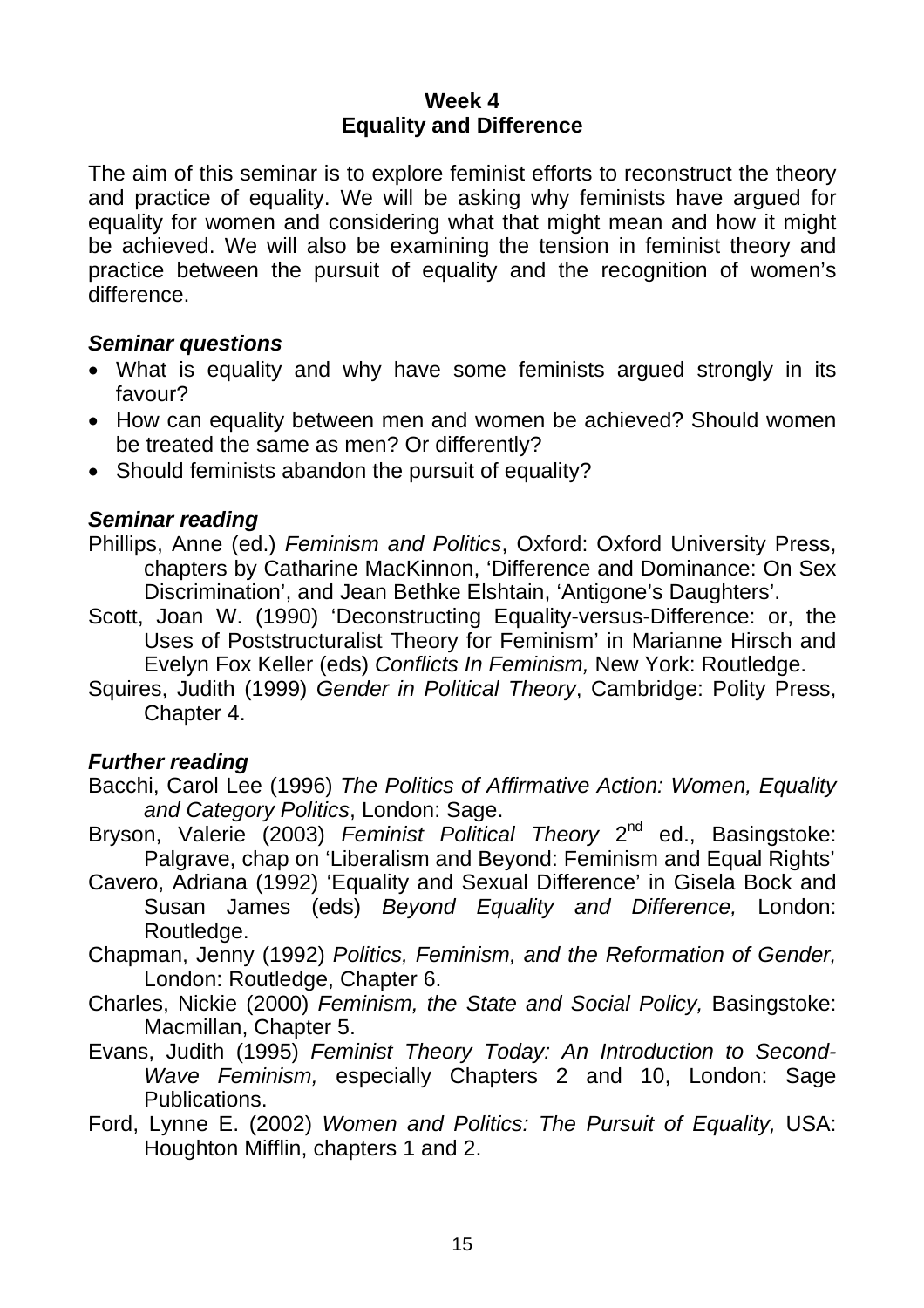## Week 4
## Equality and Difference

The aim of this seminar is to explore feminist efforts to reconstruct the theory and practice of equality. We will be asking why feminists have argued for equality for women and considering what that might mean and how it might be achieved. We will also be examining the tension in feminist theory and practice between the pursuit of equality and the recognition of women's difference.

### *Seminar questions*

- What is equality and why have some feminists argued strongly in its favour?
- How can equality between men and women be achieved? Should women be treated the same as men? Or differently?
- Should feminists abandon the pursuit of equality?

### *Seminar reading*

Phillips, Anne (ed.) *Feminism and Politics*, Oxford: Oxford University Press, chapters by Catharine MacKinnon, 'Difference and Dominance: On Sex Discrimination', and Jean Bethke Elshtain, 'Antigone's Daughters'.

Scott, Joan W. (1990) 'Deconstructing Equality-versus-Difference: or, the Uses of Poststructuralist Theory for Feminism' in Marianne Hirsch and Evelyn Fox Keller (eds) *Conflicts In Feminism,* New York: Routledge.

Squires, Judith (1999) *Gender in Political Theory*, Cambridge: Polity Press, Chapter 4.

### *Further reading*

Bacchi, Carol Lee (1996) *The Politics of Affirmative Action: Women, Equality and Category Politics*, London: Sage.

Bryson, Valerie (2003) *Feminist Political Theory* 2nd ed., Basingstoke: Palgrave, chap on 'Liberalism and Beyond: Feminism and Equal Rights'

Cavero, Adriana (1992) 'Equality and Sexual Difference' in Gisela Bock and Susan James (eds) *Beyond Equality and Difference,* London: Routledge.

Chapman, Jenny (1992) *Politics, Feminism, and the Reformation of Gender,* London: Routledge, Chapter 6.

Charles, Nickie (2000) *Feminism, the State and Social Policy,* Basingstoke: Macmillan, Chapter 5.

Evans, Judith (1995) *Feminist Theory Today: An Introduction to Second-Wave Feminism,* especially Chapters 2 and 10, London: Sage Publications.

Ford, Lynne E. (2002) *Women and Politics: The Pursuit of Equality,* USA: Houghton Mifflin, chapters 1 and 2.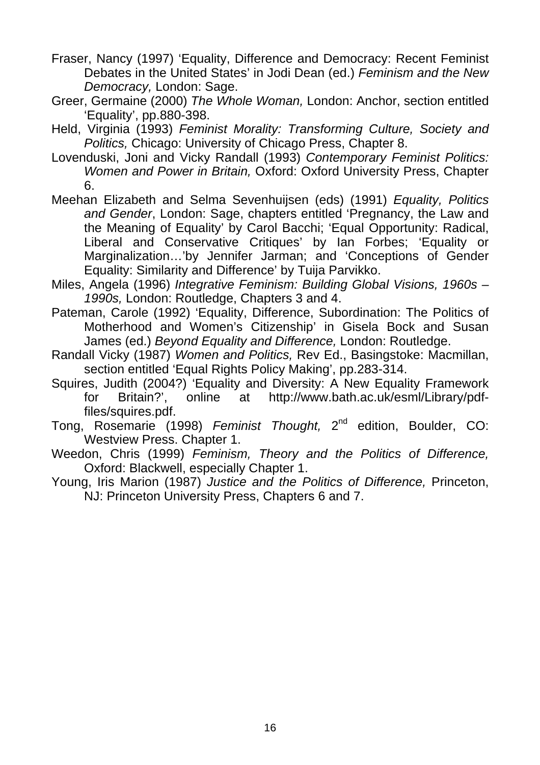Fraser, Nancy (1997) 'Equality, Difference and Democracy: Recent Feminist Debates in the United States' in Jodi Dean (ed.) *Feminism and the New Democracy,* London: Sage.

Greer, Germaine (2000) *The Whole Woman,* London: Anchor, section entitled 'Equality', pp.880-398.

Held, Virginia (1993) *Feminist Morality: Transforming Culture, Society and Politics,* Chicago: University of Chicago Press, Chapter 8.

Lovenduski, Joni and Vicky Randall (1993) *Contemporary Feminist Politics: Women and Power in Britain,* Oxford: Oxford University Press, Chapter 6.

Meehan Elizabeth and Selma Sevenhuijsen (eds) (1991) *Equality, Politics and Gender*, London: Sage, chapters entitled 'Pregnancy, the Law and the Meaning of Equality' by Carol Bacchi; 'Equal Opportunity: Radical, Liberal and Conservative Critiques' by Ian Forbes; 'Equality or Marginalization…'by Jennifer Jarman; and 'Conceptions of Gender Equality: Similarity and Difference' by Tuija Parvikko.

Miles, Angela (1996) *Integrative Feminism: Building Global Visions, 1960s – 1990s,* London: Routledge, Chapters 3 and 4.

Pateman, Carole (1992) 'Equality, Difference, Subordination: The Politics of Motherhood and Women's Citizenship' in Gisela Bock and Susan James (ed.) *Beyond Equality and Difference,* London: Routledge.

Randall Vicky (1987) *Women and Politics,* Rev Ed., Basingstoke: Macmillan, section entitled 'Equal Rights Policy Making', pp.283-314.

Squires, Judith (2004?) 'Equality and Diversity: A New Equality Framework for Britain?', online at http://www.bath.ac.uk/esml/Library/pdf-files/squires.pdf.

Tong, Rosemarie (1998) *Feminist Thought,* 2nd edition, Boulder, CO: Westview Press. Chapter 1.

Weedon, Chris (1999) *Feminism, Theory and the Politics of Difference,* Oxford: Blackwell, especially Chapter 1.

Young, Iris Marion (1987) *Justice and the Politics of Difference,* Princeton, NJ: Princeton University Press, Chapters 6 and 7.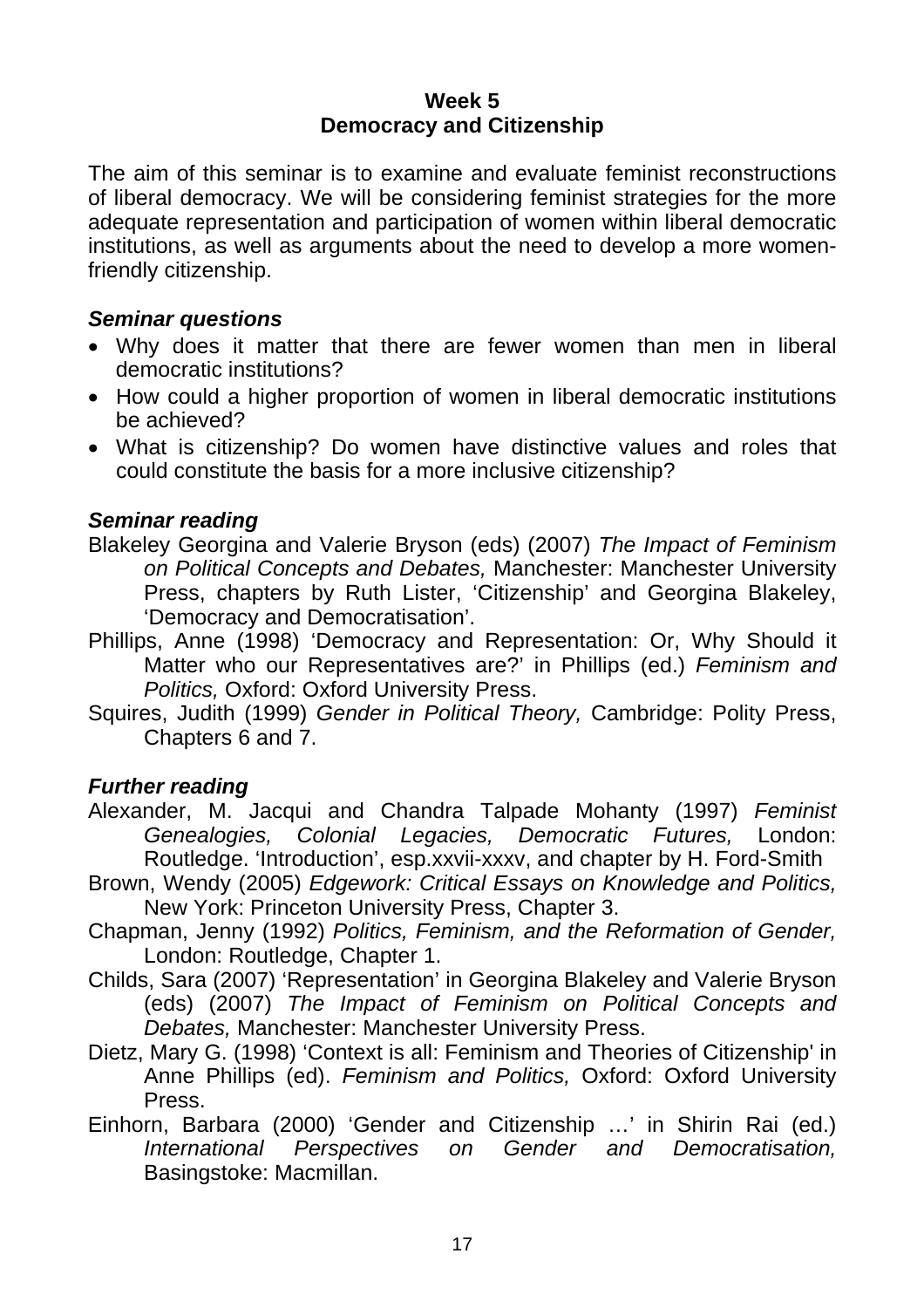**Week 5**
**Democracy and Citizenship**

The aim of this seminar is to examine and evaluate feminist reconstructions of liberal democracy. We will be considering feminist strategies for the more adequate representation and participation of women within liberal democratic institutions, as well as arguments about the need to develop a more women-friendly citizenship.

***Seminar questions***

- Why does it matter that there are fewer women than men in liberal democratic institutions?
- How could a higher proportion of women in liberal democratic institutions be achieved?
- What is citizenship? Do women have distinctive values and roles that could constitute the basis for a more inclusive citizenship?

***Seminar reading***

Blakeley Georgina and Valerie Bryson (eds) (2007) *The Impact of Feminism on Political Concepts and Debates,* Manchester: Manchester University Press, chapters by Ruth Lister, 'Citizenship' and Georgina Blakeley, 'Democracy and Democratisation'.

Phillips, Anne (1998) 'Democracy and Representation: Or, Why Should it Matter who our Representatives are?' in Phillips (ed.) *Feminism and Politics,* Oxford: Oxford University Press.

Squires, Judith (1999) *Gender in Political Theory,* Cambridge: Polity Press, Chapters 6 and 7.

***Further reading***

Alexander, M. Jacqui and Chandra Talpade Mohanty (1997) *Feminist Genealogies, Colonial Legacies, Democratic Futures,* London: Routledge. 'Introduction', esp.xxvii-xxxv, and chapter by H. Ford-Smith

Brown, Wendy (2005) *Edgework: Critical Essays on Knowledge and Politics,* New York: Princeton University Press, Chapter 3.

Chapman, Jenny (1992) *Politics, Feminism, and the Reformation of Gender,* London: Routledge, Chapter 1.

Childs, Sara (2007) 'Representation' in Georgina Blakeley and Valerie Bryson (eds) (2007) *The Impact of Feminism on Political Concepts and Debates,* Manchester: Manchester University Press.

Dietz, Mary G. (1998) 'Context is all: Feminism and Theories of Citizenship' in Anne Phillips (ed). *Feminism and Politics,* Oxford: Oxford University Press.

Einhorn, Barbara (2000) 'Gender and Citizenship …' in Shirin Rai (ed.) *International Perspectives on Gender and Democratisation,* Basingstoke: Macmillan.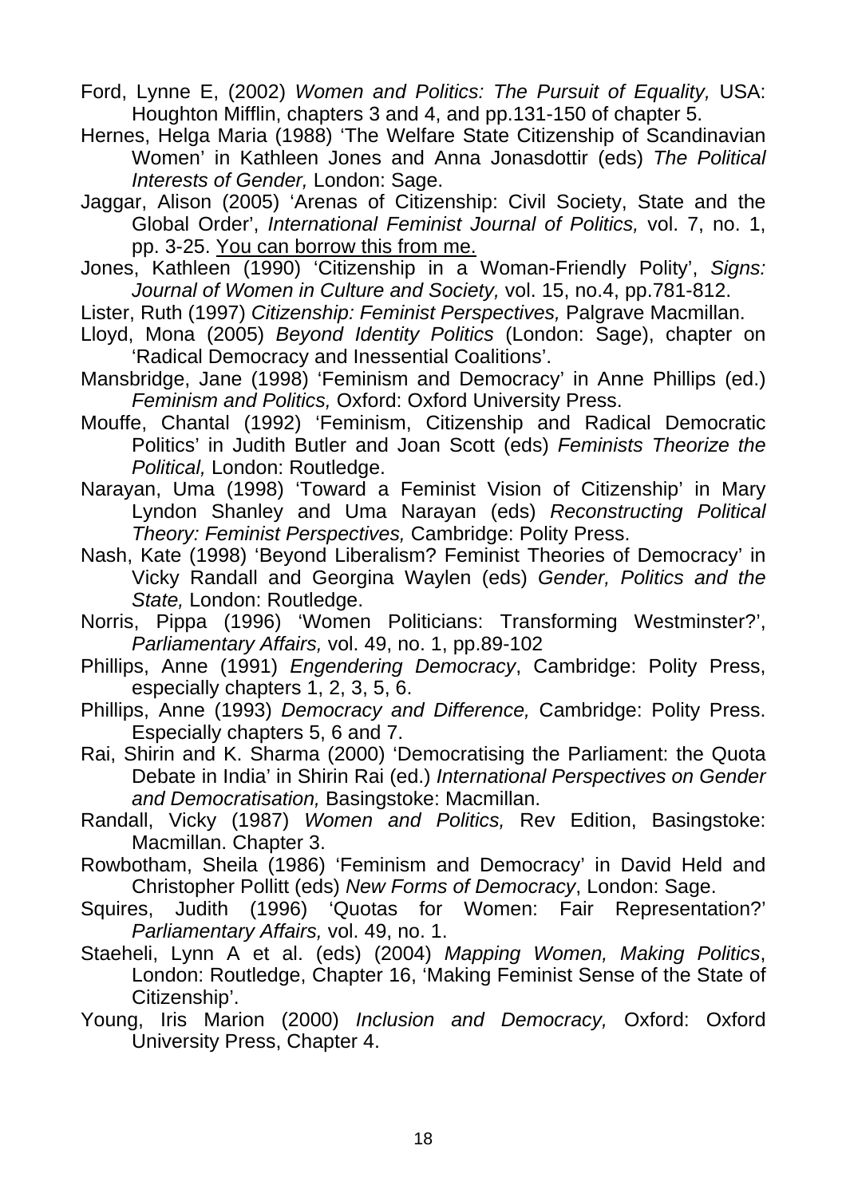Ford, Lynne E, (2002) *Women and Politics: The Pursuit of Equality,* USA: Houghton Mifflin, chapters 3 and 4, and pp.131-150 of chapter 5.

Hernes, Helga Maria (1988) 'The Welfare State Citizenship of Scandinavian Women' in Kathleen Jones and Anna Jonasdottir (eds) *The Political Interests of Gender,* London: Sage.

Jaggar, Alison (2005) 'Arenas of Citizenship: Civil Society, State and the Global Order', *International Feminist Journal of Politics,* vol. 7, no. 1, pp. 3-25. <u>You can borrow this from me.</u>

Jones, Kathleen (1990) 'Citizenship in a Woman-Friendly Polity', *Signs: Journal of Women in Culture and Society,* vol. 15, no.4, pp.781-812.

Lister, Ruth (1997) *Citizenship: Feminist Perspectives,* Palgrave Macmillan.

Lloyd, Mona (2005) *Beyond Identity Politics* (London: Sage), chapter on 'Radical Democracy and Inessential Coalitions'.

Mansbridge, Jane (1998) 'Feminism and Democracy' in Anne Phillips (ed.) *Feminism and Politics,* Oxford: Oxford University Press.

Mouffe, Chantal (1992) 'Feminism, Citizenship and Radical Democratic Politics' in Judith Butler and Joan Scott (eds) *Feminists Theorize the Political,* London: Routledge.

Narayan, Uma (1998) 'Toward a Feminist Vision of Citizenship' in Mary Lyndon Shanley and Uma Narayan (eds) *Reconstructing Political Theory: Feminist Perspectives,* Cambridge: Polity Press.

Nash, Kate (1998) 'Beyond Liberalism? Feminist Theories of Democracy' in Vicky Randall and Georgina Waylen (eds) *Gender, Politics and the State,* London: Routledge.

Norris, Pippa (1996) 'Women Politicians: Transforming Westminster?', *Parliamentary Affairs,* vol. 49, no. 1, pp.89-102

Phillips, Anne (1991) *Engendering Democracy*, Cambridge: Polity Press, especially chapters 1, 2, 3, 5, 6.

Phillips, Anne (1993) *Democracy and Difference,* Cambridge: Polity Press. Especially chapters 5, 6 and 7.

Rai, Shirin and K. Sharma (2000) 'Democratising the Parliament: the Quota Debate in India' in Shirin Rai (ed.) *International Perspectives on Gender and Democratisation,* Basingstoke: Macmillan.

Randall, Vicky (1987) *Women and Politics,* Rev Edition, Basingstoke: Macmillan. Chapter 3.

Rowbotham, Sheila (1986) 'Feminism and Democracy' in David Held and Christopher Pollitt (eds) *New Forms of Democracy*, London: Sage.

Squires, Judith (1996) 'Quotas for Women: Fair Representation?' *Parliamentary Affairs,* vol. 49, no. 1.

Staeheli, Lynn A et al. (eds) (2004) *Mapping Women, Making Politics*, London: Routledge, Chapter 16, 'Making Feminist Sense of the State of Citizenship'.

Young, Iris Marion (2000) *Inclusion and Democracy,* Oxford: Oxford University Press, Chapter 4.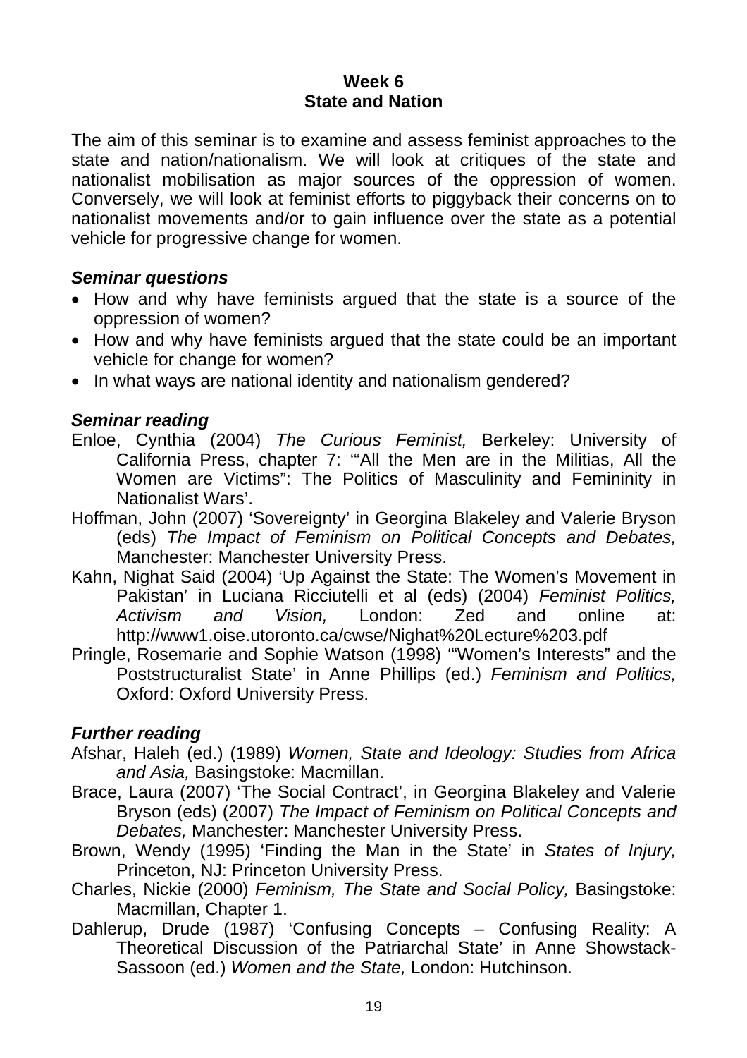# Week 6
# State and Nation

The aim of this seminar is to examine and assess feminist approaches to the state and nation/nationalism. We will look at critiques of the state and nationalist mobilisation as major sources of the oppression of women. Conversely, we will look at feminist efforts to piggyback their concerns on to nationalist movements and/or to gain influence over the state as a potential vehicle for progressive change for women.

### *Seminar questions*

- How and why have feminists argued that the state is a source of the oppression of women?
- How and why have feminists argued that the state could be an important vehicle for change for women?
- In what ways are national identity and nationalism gendered?

### *Seminar reading*

Enloe, Cynthia (2004) *The Curious Feminist,* Berkeley: University of California Press, chapter 7: '"All the Men are in the Militias, All the Women are Victims": The Politics of Masculinity and Femininity in Nationalist Wars'.

Hoffman, John (2007) 'Sovereignty' in Georgina Blakeley and Valerie Bryson (eds) *The Impact of Feminism on Political Concepts and Debates,* Manchester: Manchester University Press.

Kahn, Nighat Said (2004) 'Up Against the State: The Women's Movement in Pakistan' in Luciana Ricciutelli et al (eds) (2004) *Feminist Politics, Activism and Vision,* London: Zed and online at: http://www1.oise.utoronto.ca/cwse/Nighat%20Lecture%203.pdf

Pringle, Rosemarie and Sophie Watson (1998) '"Women's Interests" and the Poststructuralist State' in Anne Phillips (ed.) *Feminism and Politics,* Oxford: Oxford University Press.

### *Further reading*

Afshar, Haleh (ed.) (1989) *Women, State and Ideology: Studies from Africa and Asia,* Basingstoke: Macmillan.

Brace, Laura (2007) 'The Social Contract', in Georgina Blakeley and Valerie Bryson (eds) (2007) *The Impact of Feminism on Political Concepts and Debates,* Manchester: Manchester University Press.

Brown, Wendy (1995) 'Finding the Man in the State' in *States of Injury,* Princeton, NJ: Princeton University Press.

Charles, Nickie (2000) *Feminism, The State and Social Policy,* Basingstoke: Macmillan, Chapter 1.

Dahlerup, Drude (1987) 'Confusing Concepts – Confusing Reality: A Theoretical Discussion of the Patriarchal State' in Anne Showstack-Sassoon (ed.) *Women and the State,* London: Hutchinson.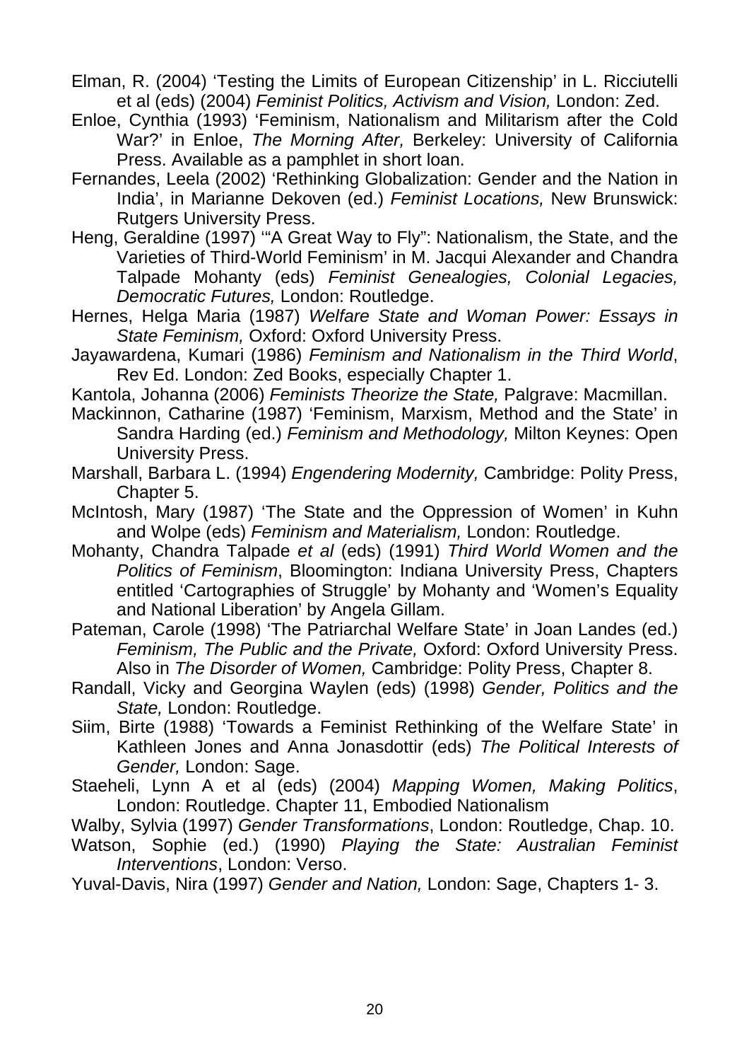Elman, R. (2004) 'Testing the Limits of European Citizenship' in L. Ricciutelli et al (eds) (2004) *Feminist Politics, Activism and Vision,* London: Zed.

Enloe, Cynthia (1993) 'Feminism, Nationalism and Militarism after the Cold War?' in Enloe, *The Morning After,* Berkeley: University of California Press. Available as a pamphlet in short loan.

Fernandes, Leela (2002) 'Rethinking Globalization: Gender and the Nation in India', in Marianne Dekoven (ed.) *Feminist Locations,* New Brunswick: Rutgers University Press.

Heng, Geraldine (1997) '"A Great Way to Fly": Nationalism, the State, and the Varieties of Third-World Feminism' in M. Jacqui Alexander and Chandra Talpade Mohanty (eds) *Feminist Genealogies, Colonial Legacies, Democratic Futures,* London: Routledge.

Hernes, Helga Maria (1987) *Welfare State and Woman Power: Essays in State Feminism,* Oxford: Oxford University Press.

Jayawardena, Kumari (1986) *Feminism and Nationalism in the Third World*, Rev Ed. London: Zed Books, especially Chapter 1.

Kantola, Johanna (2006) *Feminists Theorize the State,* Palgrave: Macmillan.

Mackinnon, Catharine (1987) 'Feminism, Marxism, Method and the State' in Sandra Harding (ed.) *Feminism and Methodology,* Milton Keynes: Open University Press.

Marshall, Barbara L. (1994) *Engendering Modernity,* Cambridge: Polity Press, Chapter 5.

McIntosh, Mary (1987) 'The State and the Oppression of Women' in Kuhn and Wolpe (eds) *Feminism and Materialism,* London: Routledge.

Mohanty, Chandra Talpade *et al* (eds) (1991) *Third World Women and the Politics of Feminism*, Bloomington: Indiana University Press, Chapters entitled 'Cartographies of Struggle' by Mohanty and 'Women's Equality and National Liberation' by Angela Gillam.

Pateman, Carole (1998) 'The Patriarchal Welfare State' in Joan Landes (ed.) *Feminism, The Public and the Private,* Oxford: Oxford University Press. Also in *The Disorder of Women,* Cambridge: Polity Press, Chapter 8.

Randall, Vicky and Georgina Waylen (eds) (1998) *Gender, Politics and the State,* London: Routledge.

Siim, Birte (1988) 'Towards a Feminist Rethinking of the Welfare State' in Kathleen Jones and Anna Jonasdottir (eds) *The Political Interests of Gender,* London: Sage.

Staeheli, Lynn A et al (eds) (2004) *Mapping Women, Making Politics*, London: Routledge. Chapter 11, Embodied Nationalism

Walby, Sylvia (1997) *Gender Transformations*, London: Routledge, Chap. 10.

Watson, Sophie (ed.) (1990) *Playing the State: Australian Feminist Interventions*, London: Verso.

Yuval-Davis, Nira (1997) *Gender and Nation,* London: Sage, Chapters 1- 3.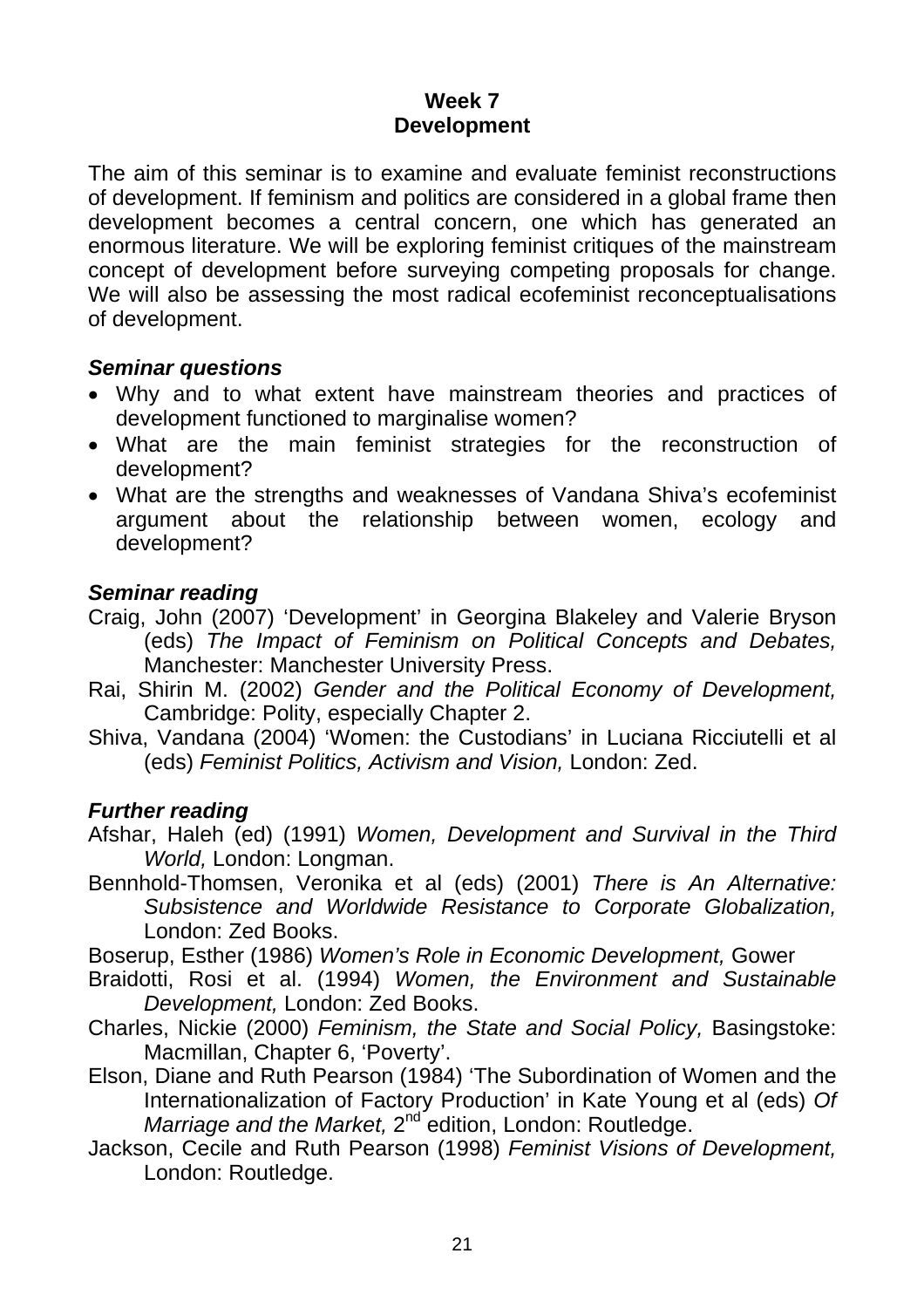## Week 7
## Development

The aim of this seminar is to examine and evaluate feminist reconstructions of development. If feminism and politics are considered in a global frame then development becomes a central concern, one which has generated an enormous literature. We will be exploring feminist critiques of the mainstream concept of development before surveying competing proposals for change. We will also be assessing the most radical ecofeminist reconceptualisations of development.

### *Seminar questions*

- Why and to what extent have mainstream theories and practices of development functioned to marginalise women?
- What are the main feminist strategies for the reconstruction of development?
- What are the strengths and weaknesses of Vandana Shiva's ecofeminist argument about the relationship between women, ecology and development?

### *Seminar reading*

Craig, John (2007) 'Development' in Georgina Blakeley and Valerie Bryson (eds) *The Impact of Feminism on Political Concepts and Debates,* Manchester: Manchester University Press.

Rai, Shirin M. (2002) *Gender and the Political Economy of Development,* Cambridge: Polity, especially Chapter 2.

Shiva, Vandana (2004) 'Women: the Custodians' in Luciana Ricciutelli et al (eds) *Feminist Politics, Activism and Vision,* London: Zed.

### *Further reading*

Afshar, Haleh (ed) (1991) *Women, Development and Survival in the Third World,* London: Longman.

Bennhold-Thomsen, Veronika et al (eds) (2001) *There is An Alternative: Subsistence and Worldwide Resistance to Corporate Globalization,* London: Zed Books.

Boserup, Esther (1986) *Women's Role in Economic Development,* Gower

Braidotti, Rosi et al. (1994) *Women, the Environment and Sustainable Development,* London: Zed Books.

Charles, Nickie (2000) *Feminism, the State and Social Policy,* Basingstoke: Macmillan, Chapter 6, 'Poverty'.

Elson, Diane and Ruth Pearson (1984) 'The Subordination of Women and the Internationalization of Factory Production' in Kate Young et al (eds) *Of Marriage and the Market,* 2nd edition, London: Routledge.

Jackson, Cecile and Ruth Pearson (1998) *Feminist Visions of Development,* London: Routledge.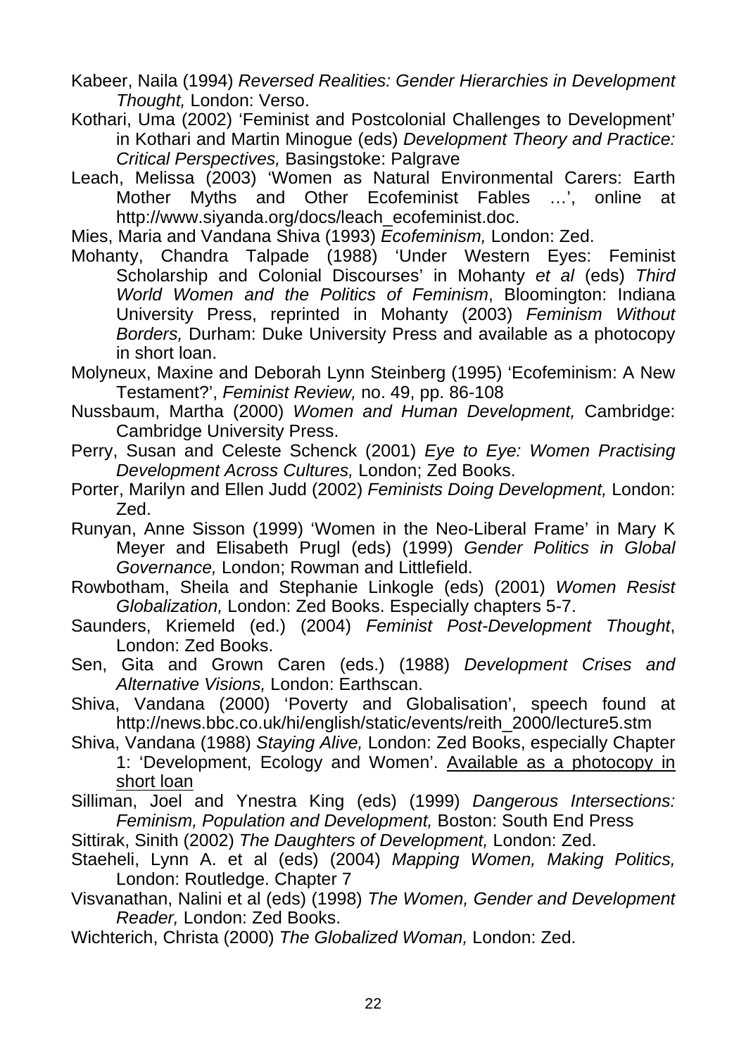Kabeer, Naila (1994) *Reversed Realities: Gender Hierarchies in Development Thought,* London: Verso.

Kothari, Uma (2002) 'Feminist and Postcolonial Challenges to Development' in Kothari and Martin Minogue (eds) *Development Theory and Practice: Critical Perspectives,* Basingstoke: Palgrave

Leach, Melissa (2003) 'Women as Natural Environmental Carers: Earth Mother Myths and Other Ecofeminist Fables …', online at http://www.siyanda.org/docs/leach_ecofeminist.doc.

Mies, Maria and Vandana Shiva (1993) *Ecofeminism,* London: Zed.

Mohanty, Chandra Talpade (1988) 'Under Western Eyes: Feminist Scholarship and Colonial Discourses' in Mohanty *et al* (eds) *Third World Women and the Politics of Feminism*, Bloomington: Indiana University Press, reprinted in Mohanty (2003) *Feminism Without Borders,* Durham: Duke University Press and available as a photocopy in short loan.

Molyneux, Maxine and Deborah Lynn Steinberg (1995) 'Ecofeminism: A New Testament?', *Feminist Review,* no. 49, pp. 86-108

Nussbaum, Martha (2000) *Women and Human Development,* Cambridge: Cambridge University Press.

Perry, Susan and Celeste Schenck (2001) *Eye to Eye: Women Practising Development Across Cultures,* London; Zed Books.

Porter, Marilyn and Ellen Judd (2002) *Feminists Doing Development,* London: Zed.

Runyan, Anne Sisson (1999) 'Women in the Neo-Liberal Frame' in Mary K Meyer and Elisabeth Prugl (eds) (1999) *Gender Politics in Global Governance,* London; Rowman and Littlefield.

Rowbotham, Sheila and Stephanie Linkogle (eds) (2001) *Women Resist Globalization,* London: Zed Books. Especially chapters 5-7.

Saunders, Kriemeld (ed.) (2004) *Feminist Post-Development Thought*, London: Zed Books.

Sen, Gita and Grown Caren (eds.) (1988) *Development Crises and Alternative Visions,* London: Earthscan.

Shiva, Vandana (2000) 'Poverty and Globalisation', speech found at http://news.bbc.co.uk/hi/english/static/events/reith_2000/lecture5.stm

Shiva, Vandana (1988) *Staying Alive,* London: Zed Books, especially Chapter 1: 'Development, Ecology and Women'. Available as a photocopy in short loan

Silliman, Joel and Ynestra King (eds) (1999) *Dangerous Intersections: Feminism, Population and Development,* Boston: South End Press

Sittirak, Sinith (2002) *The Daughters of Development,* London: Zed.

Staeheli, Lynn A. et al (eds) (2004) *Mapping Women, Making Politics,* London: Routledge. Chapter 7

Visvanathan, Nalini et al (eds) (1998) *The Women, Gender and Development Reader,* London: Zed Books.

Wichterich, Christa (2000) *The Globalized Woman,* London: Zed.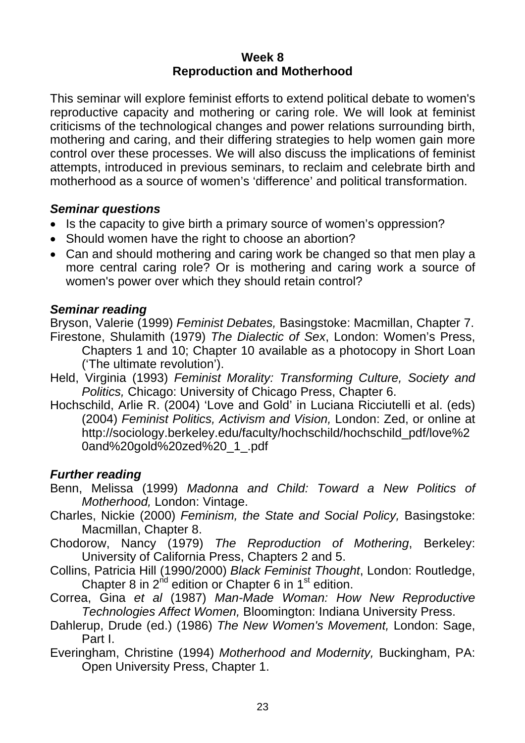## Week 8
## Reproduction and Motherhood

This seminar will explore feminist efforts to extend political debate to women's reproductive capacity and mothering or caring role. We will look at feminist criticisms of the technological changes and power relations surrounding birth, mothering and caring, and their differing strategies to help women gain more control over these processes. We will also discuss the implications of feminist attempts, introduced in previous seminars, to reclaim and celebrate birth and motherhood as a source of women's 'difference' and political transformation.

### *Seminar questions*

- Is the capacity to give birth a primary source of women's oppression?
- Should women have the right to choose an abortion?
- Can and should mothering and caring work be changed so that men play a more central caring role? Or is mothering and caring work a source of women's power over which they should retain control?

### *Seminar reading*

Bryson, Valerie (1999) *Feminist Debates,* Basingstoke: Macmillan, Chapter 7.

Firestone, Shulamith (1979) *The Dialectic of Sex*, London: Women's Press, Chapters 1 and 10; Chapter 10 available as a photocopy in Short Loan ('The ultimate revolution').

Held, Virginia (1993) *Feminist Morality: Transforming Culture, Society and Politics,* Chicago: University of Chicago Press, Chapter 6.

Hochschild, Arlie R. (2004) 'Love and Gold' in Luciana Ricciutelli et al. (eds) (2004) *Feminist Politics, Activism and Vision,* London: Zed, or online at http://sociology.berkeley.edu/faculty/hochschild/hochschild_pdf/love%20and%20gold%20zed%20_1_.pdf

### *Further reading*

Benn, Melissa (1999) *Madonna and Child: Toward a New Politics of Motherhood,* London: Vintage.

Charles, Nickie (2000) *Feminism, the State and Social Policy,* Basingstoke: Macmillan, Chapter 8.

Chodorow, Nancy (1979) *The Reproduction of Mothering*, Berkeley: University of California Press, Chapters 2 and 5.

Collins, Patricia Hill (1990/2000) *Black Feminist Thought*, London: Routledge, Chapter 8 in 2nd edition or Chapter 6 in 1st edition.

Correa, Gina *et al* (1987) *Man-Made Woman: How New Reproductive Technologies Affect Women,* Bloomington: Indiana University Press.

Dahlerup, Drude (ed.) (1986) *The New Women's Movement,* London: Sage, Part I.

Everingham, Christine (1994) *Motherhood and Modernity,* Buckingham, PA: Open University Press, Chapter 1.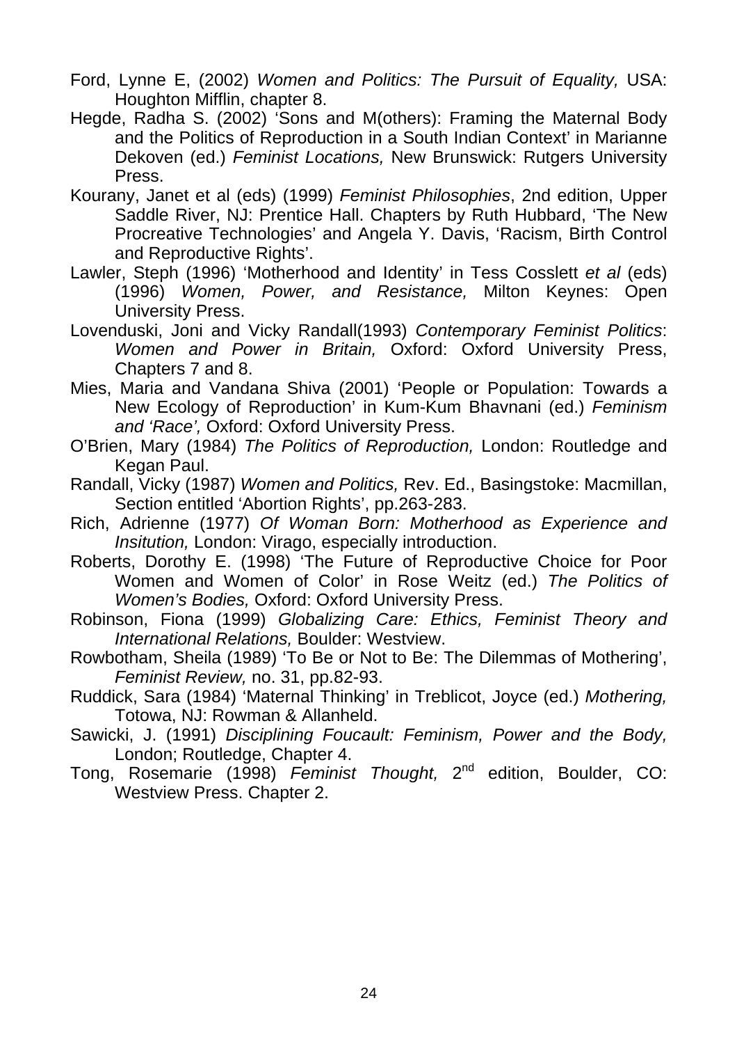Ford, Lynne E, (2002) *Women and Politics: The Pursuit of Equality,* USA: Houghton Mifflin, chapter 8.

Hegde, Radha S. (2002) 'Sons and M(others): Framing the Maternal Body and the Politics of Reproduction in a South Indian Context' in Marianne Dekoven (ed.) *Feminist Locations,* New Brunswick: Rutgers University Press.

Kourany, Janet et al (eds) (1999) *Feminist Philosophies*, 2nd edition, Upper Saddle River, NJ: Prentice Hall. Chapters by Ruth Hubbard, 'The New Procreative Technologies' and Angela Y. Davis, 'Racism, Birth Control and Reproductive Rights'.

Lawler, Steph (1996) 'Motherhood and Identity' in Tess Cosslett *et al* (eds) (1996) *Women, Power, and Resistance,* Milton Keynes: Open University Press.

Lovenduski, Joni and Vicky Randall(1993) *Contemporary Feminist Politics*: *Women and Power in Britain,* Oxford: Oxford University Press, Chapters 7 and 8.

Mies, Maria and Vandana Shiva (2001) 'People or Population: Towards a New Ecology of Reproduction' in Kum-Kum Bhavnani (ed.) *Feminism and 'Race',* Oxford: Oxford University Press.

O'Brien, Mary (1984) *The Politics of Reproduction,* London: Routledge and Kegan Paul.

Randall, Vicky (1987) *Women and Politics,* Rev. Ed., Basingstoke: Macmillan, Section entitled 'Abortion Rights', pp.263-283.

Rich, Adrienne (1977) *Of Woman Born: Motherhood as Experience and Insitution,* London: Virago, especially introduction.

Roberts, Dorothy E. (1998) 'The Future of Reproductive Choice for Poor Women and Women of Color' in Rose Weitz (ed.) *The Politics of Women's Bodies,* Oxford: Oxford University Press.

Robinson, Fiona (1999) *Globalizing Care: Ethics, Feminist Theory and International Relations,* Boulder: Westview.

Rowbotham, Sheila (1989) 'To Be or Not to Be: The Dilemmas of Mothering', *Feminist Review,* no. 31, pp.82-93.

Ruddick, Sara (1984) 'Maternal Thinking' in Treblicot, Joyce (ed.) *Mothering,* Totowa, NJ: Rowman & Allanheld.

Sawicki, J. (1991) *Disciplining Foucault: Feminism, Power and the Body,* London; Routledge, Chapter 4.

Tong, Rosemarie (1998) *Feminist Thought,* 2nd edition, Boulder, CO: Westview Press. Chapter 2.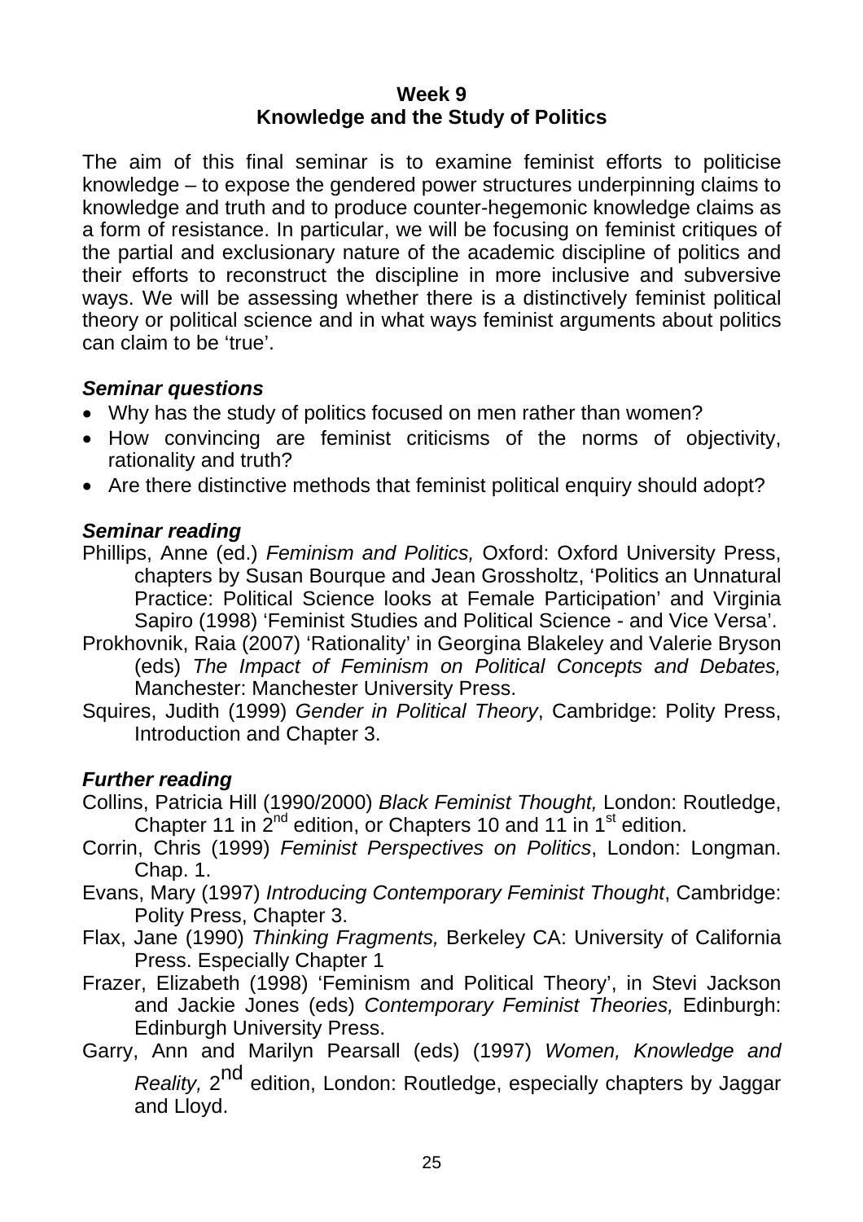**Week 9**
**Knowledge and the Study of Politics**

The aim of this final seminar is to examine feminist efforts to politicise knowledge – to expose the gendered power structures underpinning claims to knowledge and truth and to produce counter-hegemonic knowledge claims as a form of resistance. In particular, we will be focusing on feminist critiques of the partial and exclusionary nature of the academic discipline of politics and their efforts to reconstruct the discipline in more inclusive and subversive ways. We will be assessing whether there is a distinctively feminist political theory or political science and in what ways feminist arguments about politics can claim to be 'true'.

***Seminar questions***

- Why has the study of politics focused on men rather than women?
- How convincing are feminist criticisms of the norms of objectivity, rationality and truth?
- Are there distinctive methods that feminist political enquiry should adopt?

***Seminar reading***

Phillips, Anne (ed.) *Feminism and Politics,* Oxford: Oxford University Press, chapters by Susan Bourque and Jean Grossholtz, 'Politics an Unnatural Practice: Political Science looks at Female Participation' and Virginia Sapiro (1998) 'Feminist Studies and Political Science - and Vice Versa'.

Prokhovnik, Raia (2007) 'Rationality' in Georgina Blakeley and Valerie Bryson (eds) *The Impact of Feminism on Political Concepts and Debates,* Manchester: Manchester University Press.

Squires, Judith (1999) *Gender in Political Theory*, Cambridge: Polity Press, Introduction and Chapter 3.

***Further reading***

Collins, Patricia Hill (1990/2000) *Black Feminist Thought,* London: Routledge, Chapter 11 in 2nd edition, or Chapters 10 and 11 in 1st edition.

Corrin, Chris (1999) *Feminist Perspectives on Politics*, London: Longman. Chap. 1.

Evans, Mary (1997) *Introducing Contemporary Feminist Thought*, Cambridge: Polity Press, Chapter 3.

Flax, Jane (1990) *Thinking Fragments,* Berkeley CA: University of California Press. Especially Chapter 1

Frazer, Elizabeth (1998) 'Feminism and Political Theory', in Stevi Jackson and Jackie Jones (eds) *Contemporary Feminist Theories,* Edinburgh: Edinburgh University Press.

Garry, Ann and Marilyn Pearsall (eds) (1997) *Women, Knowledge and Reality,* 2nd edition, London: Routledge, especially chapters by Jaggar and Lloyd.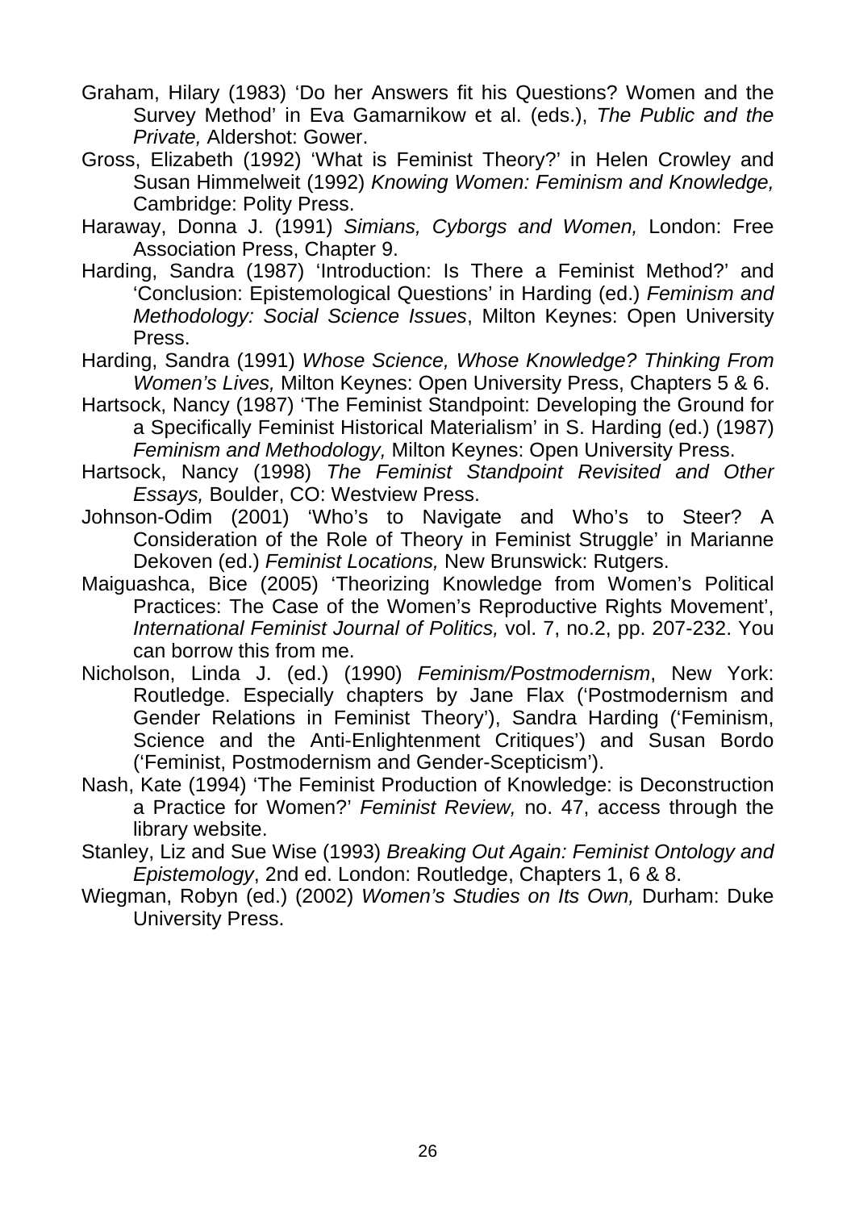Graham, Hilary (1983) 'Do her Answers fit his Questions? Women and the Survey Method' in Eva Gamarnikow et al. (eds.), *The Public and the Private,* Aldershot: Gower.

Gross, Elizabeth (1992) 'What is Feminist Theory?' in Helen Crowley and Susan Himmelweit (1992) *Knowing Women: Feminism and Knowledge,* Cambridge: Polity Press.

Haraway, Donna J. (1991) *Simians, Cyborgs and Women,* London: Free Association Press, Chapter 9.

Harding, Sandra (1987) 'Introduction: Is There a Feminist Method?' and 'Conclusion: Epistemological Questions' in Harding (ed.) *Feminism and Methodology: Social Science Issues*, Milton Keynes: Open University Press.

Harding, Sandra (1991) *Whose Science, Whose Knowledge? Thinking From Women's Lives,* Milton Keynes: Open University Press, Chapters 5 & 6.

Hartsock, Nancy (1987) 'The Feminist Standpoint: Developing the Ground for a Specifically Feminist Historical Materialism' in S. Harding (ed.) (1987) *Feminism and Methodology,* Milton Keynes: Open University Press.

Hartsock, Nancy (1998) *The Feminist Standpoint Revisited and Other Essays,* Boulder, CO: Westview Press.

Johnson-Odim (2001) 'Who's to Navigate and Who's to Steer? A Consideration of the Role of Theory in Feminist Struggle' in Marianne Dekoven (ed.) *Feminist Locations,* New Brunswick: Rutgers.

Maiguashca, Bice (2005) 'Theorizing Knowledge from Women's Political Practices: The Case of the Women's Reproductive Rights Movement', *International Feminist Journal of Politics,* vol. 7, no.2, pp. 207-232. You can borrow this from me.

Nicholson, Linda J. (ed.) (1990) *Feminism/Postmodernism*, New York: Routledge. Especially chapters by Jane Flax ('Postmodernism and Gender Relations in Feminist Theory'), Sandra Harding ('Feminism, Science and the Anti-Enlightenment Critiques') and Susan Bordo ('Feminist, Postmodernism and Gender-Scepticism').

Nash, Kate (1994) 'The Feminist Production of Knowledge: is Deconstruction a Practice for Women?' *Feminist Review,* no. 47, access through the library website.

Stanley, Liz and Sue Wise (1993) *Breaking Out Again: Feminist Ontology and Epistemology*, 2nd ed. London: Routledge, Chapters 1, 6 & 8.

Wiegman, Robyn (ed.) (2002) *Women's Studies on Its Own,* Durham: Duke University Press.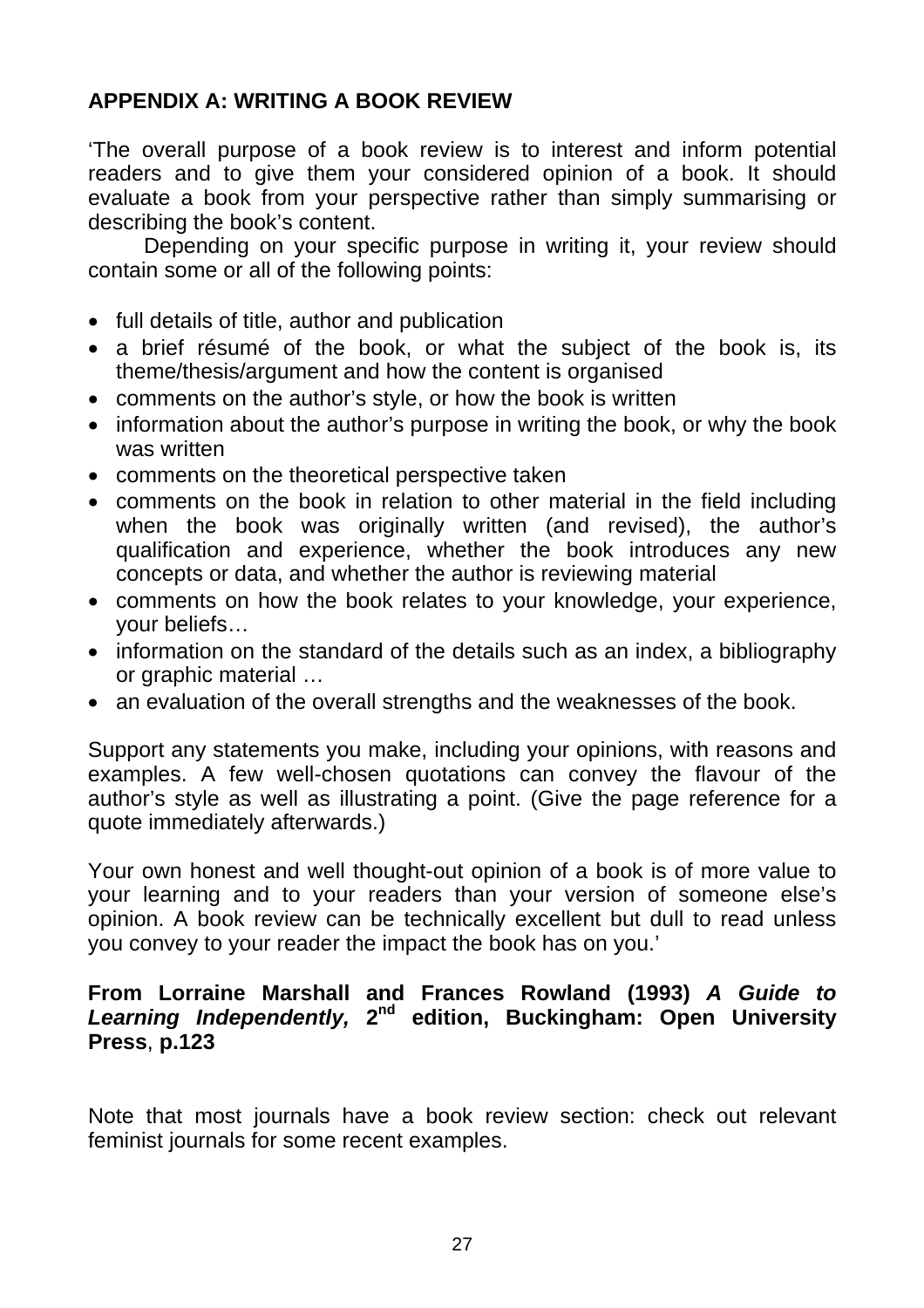## APPENDIX A: WRITING A BOOK REVIEW

'The overall purpose of a book review is to interest and inform potential readers and to give them your considered opinion of a book. It should evaluate a book from your perspective rather than simply summarising or describing the book's content.

Depending on your specific purpose in writing it, your review should contain some or all of the following points:

- full details of title, author and publication
- a brief résumé of the book, or what the subject of the book is, its theme/thesis/argument and how the content is organised
- comments on the author's style, or how the book is written
- information about the author's purpose in writing the book, or why the book was written
- comments on the theoretical perspective taken
- comments on the book in relation to other material in the field including when the book was originally written (and revised), the author's qualification and experience, whether the book introduces any new concepts or data, and whether the author is reviewing material
- comments on how the book relates to your knowledge, your experience, your beliefs…
- information on the standard of the details such as an index, a bibliography or graphic material …
- an evaluation of the overall strengths and the weaknesses of the book.

Support any statements you make, including your opinions, with reasons and examples. A few well-chosen quotations can convey the flavour of the author's style as well as illustrating a point. (Give the page reference for a quote immediately afterwards.)

Your own honest and well thought-out opinion of a book is of more value to your learning and to your readers than your version of someone else's opinion. A book review can be technically excellent but dull to read unless you convey to your reader the impact the book has on you.'

**From Lorraine Marshall and Frances Rowland (1993) *A Guide to Learning Independently,* 2nd edition, Buckingham: Open University Press**, **p.123**

Note that most journals have a book review section: check out relevant feminist journals for some recent examples.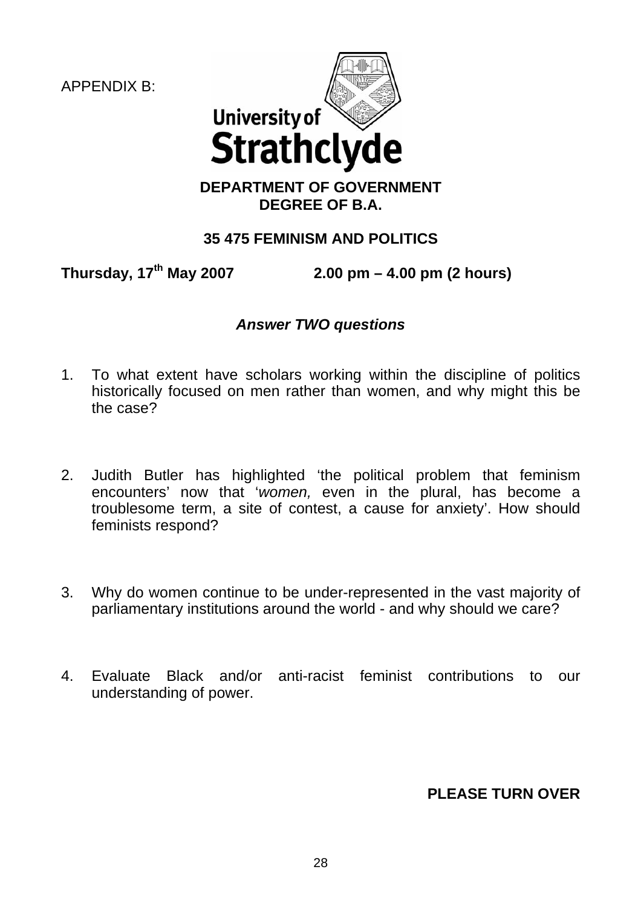APPENDIX B:

University of Strathclyde

**DEPARTMENT OF GOVERNMENT**
**DEGREE OF B.A.**

**35 475 FEMINISM AND POLITICS**

**Thursday, 17th May 2007** **2.00 pm – 4.00 pm (2 hours)**

***Answer TWO questions***

1. To what extent have scholars working within the discipline of politics historically focused on men rather than women, and why might this be the case?

2. Judith Butler has highlighted 'the political problem that feminism encounters' now that '*women,* even in the plural, has become a troublesome term, a site of contest, a cause for anxiety'. How should feminists respond?

3. Why do women continue to be under-represented in the vast majority of parliamentary institutions around the world - and why should we care?

4. Evaluate Black and/or anti-racist feminist contributions to our understanding of power.

**PLEASE TURN OVER**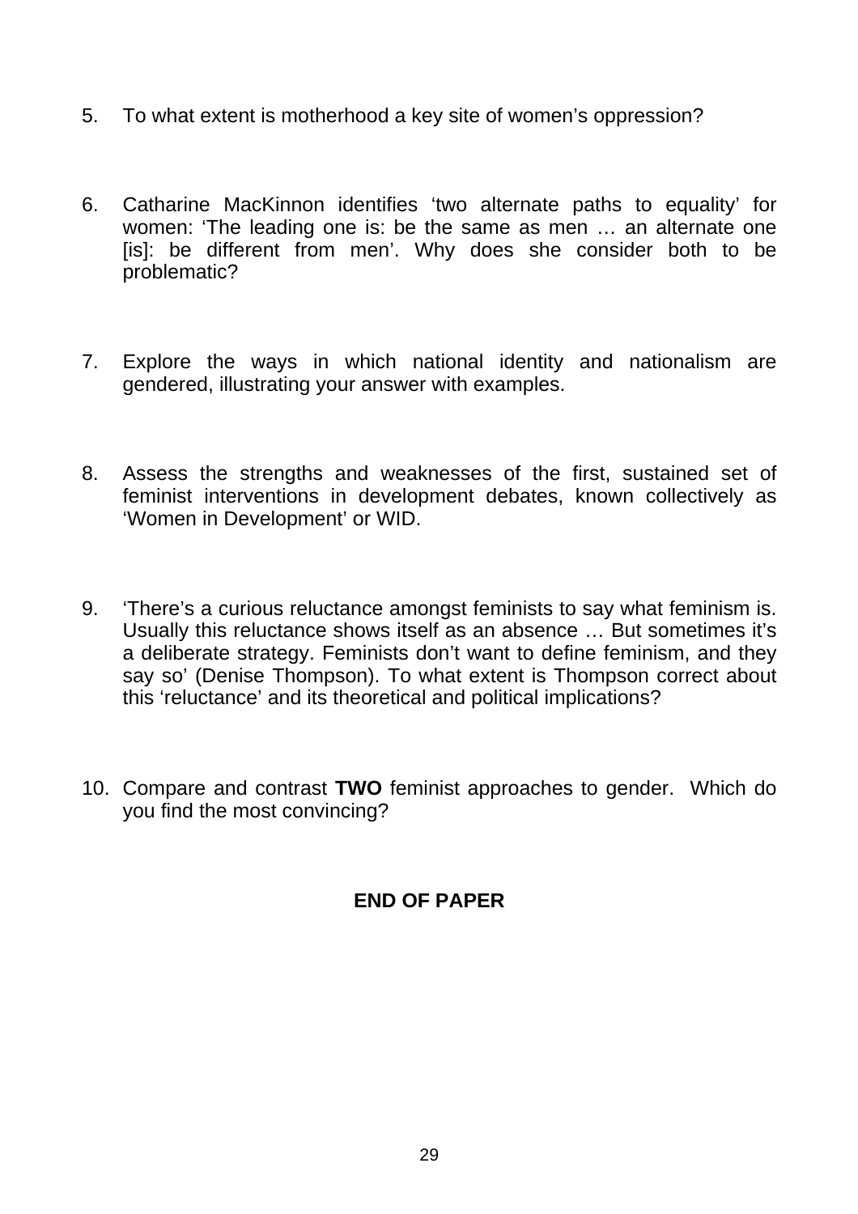5. To what extent is motherhood a key site of women's oppression?

6. Catharine MacKinnon identifies 'two alternate paths to equality' for women: 'The leading one is: be the same as men … an alternate one [is]: be different from men'. Why does she consider both to be problematic?

7. Explore the ways in which national identity and nationalism are gendered, illustrating your answer with examples.

8. Assess the strengths and weaknesses of the first, sustained set of feminist interventions in development debates, known collectively as 'Women in Development' or WID.

9. 'There's a curious reluctance amongst feminists to say what feminism is. Usually this reluctance shows itself as an absence … But sometimes it's a deliberate strategy. Feminists don't want to define feminism, and they say so' (Denise Thompson). To what extent is Thompson correct about this 'reluctance' and its theoretical and political implications?

10. Compare and contrast **TWO** feminist approaches to gender. Which do you find the most convincing?

**END OF PAPER**